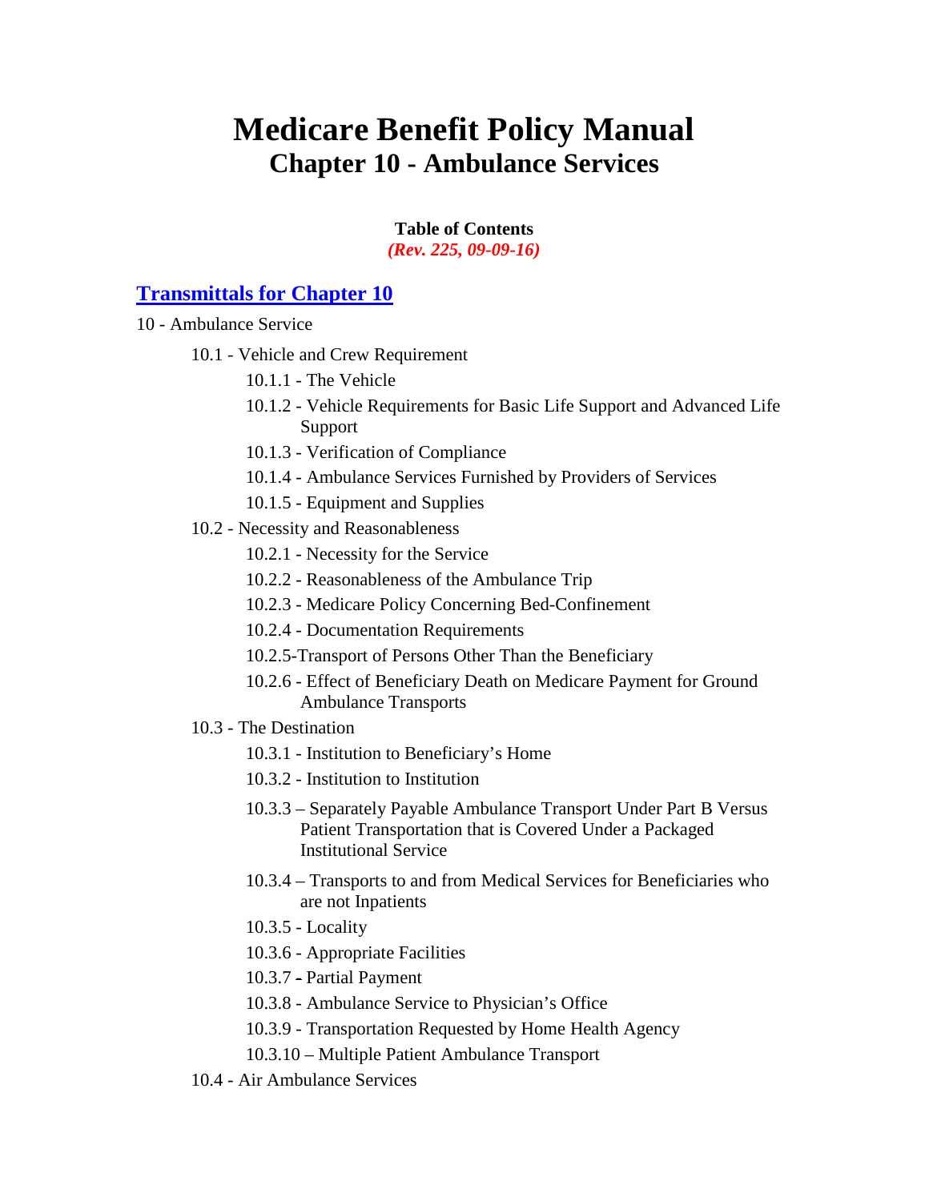# Medicare Benefit Policy Manual
## Chapter 10 - Ambulance Services

**Table of Contents**
***(Rev. 225, 09-09-16)***

### [Transmittals for Chapter 10]

10 - Ambulance Service

- 10.1 - Vehicle and Crew Requirement
    - 10.1.1 - The Vehicle
    - 10.1.2 - Vehicle Requirements for Basic Life Support and Advanced Life Support
    - 10.1.3 - Verification of Compliance
    - 10.1.4 - Ambulance Services Furnished by Providers of Services
    - 10.1.5 - Equipment and Supplies
- 10.2 - Necessity and Reasonableness
    - 10.2.1 - Necessity for the Service
    - 10.2.2 - Reasonableness of the Ambulance Trip
    - 10.2.3 - Medicare Policy Concerning Bed-Confinement
    - 10.2.4 - Documentation Requirements
    - 10.2.5-Transport of Persons Other Than the Beneficiary
    - 10.2.6 - Effect of Beneficiary Death on Medicare Payment for Ground Ambulance Transports
- 10.3 - The Destination
    - 10.3.1 - Institution to Beneficiary's Home
    - 10.3.2 - Institution to Institution
    - 10.3.3 – Separately Payable Ambulance Transport Under Part B Versus Patient Transportation that is Covered Under a Packaged Institutional Service
    - 10.3.4 – Transports to and from Medical Services for Beneficiaries who are not Inpatients
    - 10.3.5 - Locality
    - 10.3.6 - Appropriate Facilities
    - 10.3.7 - Partial Payment
    - 10.3.8 - Ambulance Service to Physician's Office
    - 10.3.9 - Transportation Requested by Home Health Agency
    - 10.3.10 – Multiple Patient Ambulance Transport
- 10.4 - Air Ambulance Services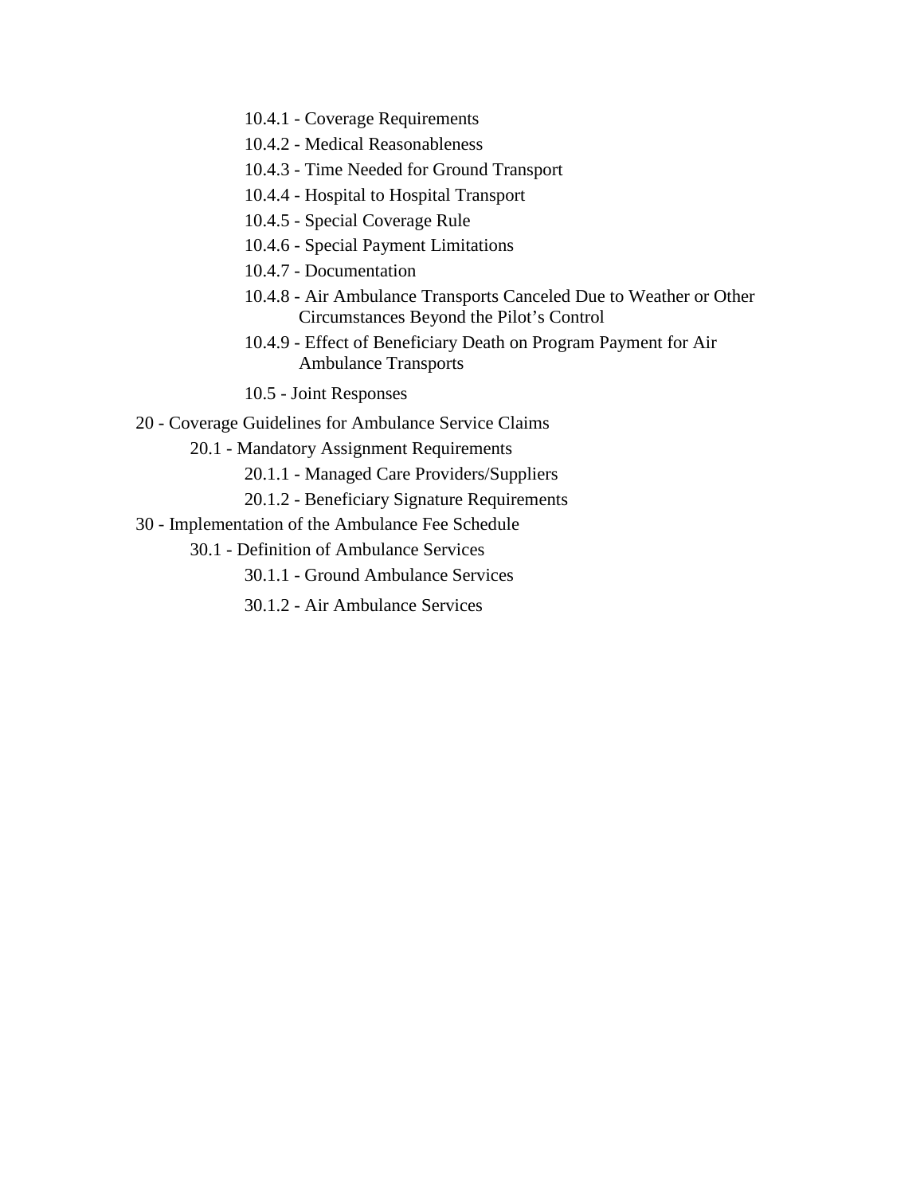- 10.4.1 - Coverage Requirements
- 10.4.2 - Medical Reasonableness
- 10.4.3 - Time Needed for Ground Transport
- 10.4.4 - Hospital to Hospital Transport
- 10.4.5 - Special Coverage Rule
- 10.4.6 - Special Payment Limitations
- 10.4.7 - Documentation
- 10.4.8 - Air Ambulance Transports Canceled Due to Weather or Other Circumstances Beyond the Pilot's Control
- 10.4.9 - Effect of Beneficiary Death on Program Payment for Air Ambulance Transports
- 10.5 - Joint Responses

20 - Coverage Guidelines for Ambulance Service Claims

- 20.1 - Mandatory Assignment Requirements
  - 20.1.1 - Managed Care Providers/Suppliers
  - 20.1.2 - Beneficiary Signature Requirements

30 - Implementation of the Ambulance Fee Schedule

- 30.1 - Definition of Ambulance Services
  - 30.1.1 - Ground Ambulance Services
  - 30.1.2 - Air Ambulance Services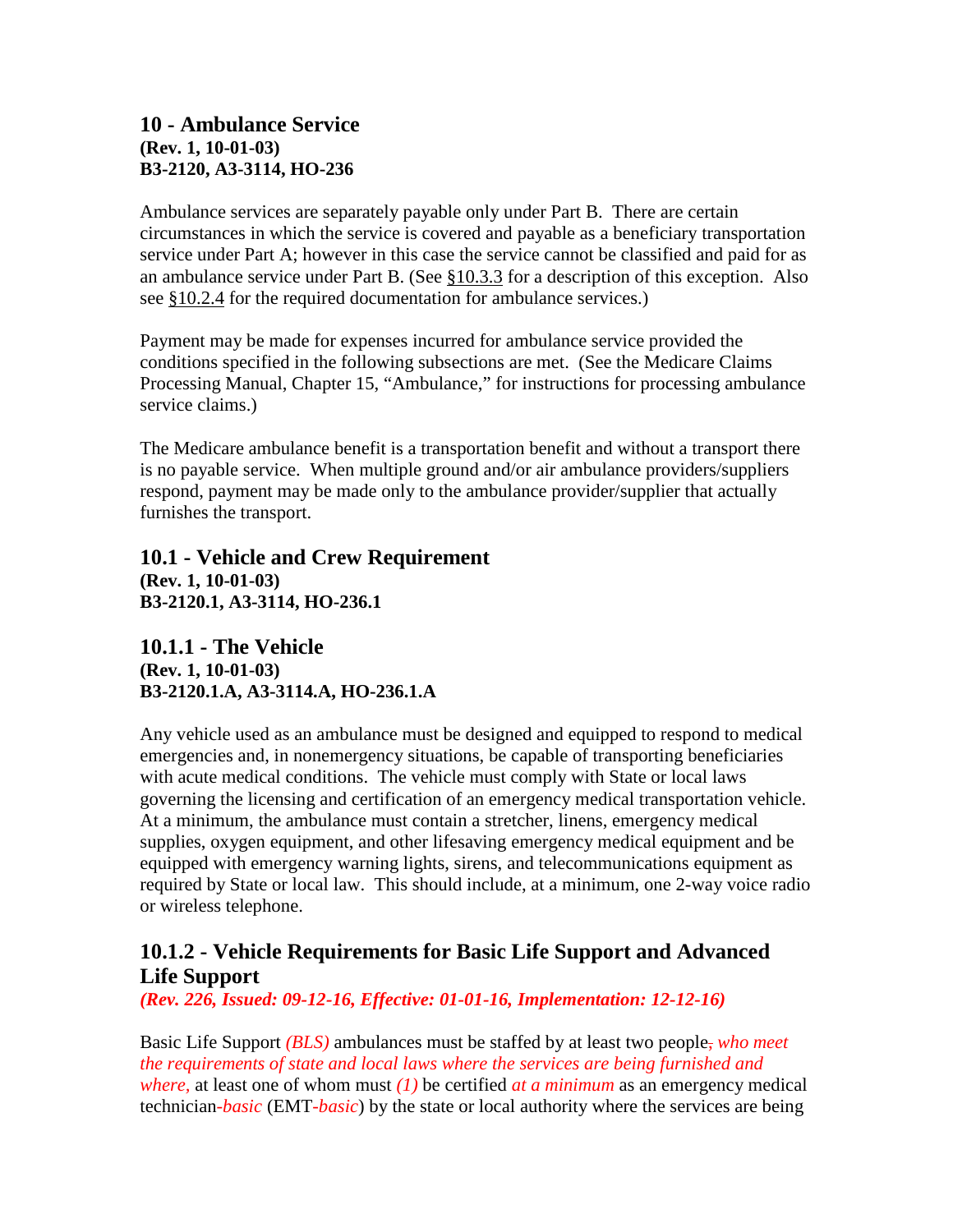## 10 - Ambulance Service

**(Rev. 1, 10-01-03)**
**B3-2120, A3-3114, HO-236**

Ambulance services are separately payable only under Part B. There are certain circumstances in which the service is covered and payable as a beneficiary transportation service under Part A; however in this case the service cannot be classified and paid for as an ambulance service under Part B. (See §10.3.3 for a description of this exception. Also see §10.2.4 for the required documentation for ambulance services.)

Payment may be made for expenses incurred for ambulance service provided the conditions specified in the following subsections are met. (See the Medicare Claims Processing Manual, Chapter 15, "Ambulance," for instructions for processing ambulance service claims.)

The Medicare ambulance benefit is a transportation benefit and without a transport there is no payable service. When multiple ground and/or air ambulance providers/suppliers respond, payment may be made only to the ambulance provider/supplier that actually furnishes the transport.

## 10.1 - Vehicle and Crew Requirement

**(Rev. 1, 10-01-03)**
**B3-2120.1, A3-3114, HO-236.1**

### 10.1.1 - The Vehicle

**(Rev. 1, 10-01-03)**
**B3-2120.1.A, A3-3114.A, HO-236.1.A**

Any vehicle used as an ambulance must be designed and equipped to respond to medical emergencies and, in nonemergency situations, be capable of transporting beneficiaries with acute medical conditions. The vehicle must comply with State or local laws governing the licensing and certification of an emergency medical transportation vehicle. At a minimum, the ambulance must contain a stretcher, linens, emergency medical supplies, oxygen equipment, and other lifesaving emergency medical equipment and be equipped with emergency warning lights, sirens, and telecommunications equipment as required by State or local law. This should include, at a minimum, one 2-way voice radio or wireless telephone.

### 10.1.2 - Vehicle Requirements for Basic Life Support and Advanced Life Support

***(Rev. 226, Issued: 09-12-16, Effective: 01-01-16, Implementation: 12-12-16)***

Basic Life Support *(BLS)* ambulances must be staffed by at least two people~~,~~ *who meet the requirements of state and local laws where the services are being furnished and where,* at least one of whom must *(1)* be certified *at a minimum* as an emergency medical technician*-basic* (EMT*-basic*) by the state or local authority where the services are being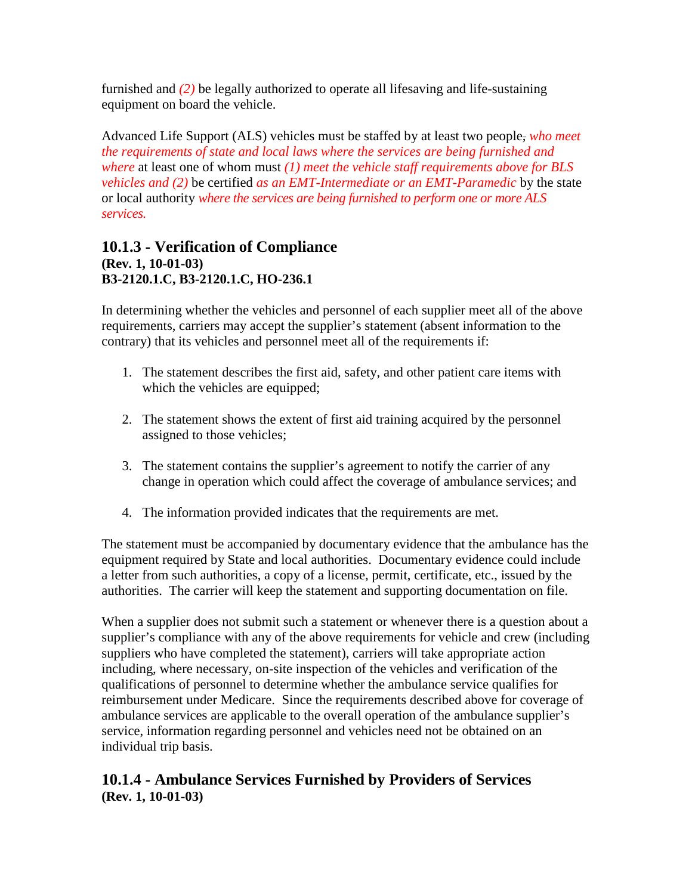furnished and *(2)* be legally authorized to operate all lifesaving and life-sustaining equipment on board the vehicle.

Advanced Life Support (ALS) vehicles must be staffed by at least two people, *who meet the requirements of state and local laws where the services are being furnished and where* at least one of whom must *(1) meet the vehicle staff requirements above for BLS vehicles and (2)* be certified *as an EMT-Intermediate or an EMT-Paramedic* by the state or local authority *where the services are being furnished to perform one or more ALS services.*

### 10.1.3 - Verification of Compliance

**(Rev. 1, 10-01-03)**
**B3-2120.1.C, B3-2120.1.C, HO-236.1**

In determining whether the vehicles and personnel of each supplier meet all of the above requirements, carriers may accept the supplier's statement (absent information to the contrary) that its vehicles and personnel meet all of the requirements if:

1. The statement describes the first aid, safety, and other patient care items with which the vehicles are equipped;

2. The statement shows the extent of first aid training acquired by the personnel assigned to those vehicles;

3. The statement contains the supplier's agreement to notify the carrier of any change in operation which could affect the coverage of ambulance services; and

4. The information provided indicates that the requirements are met.

The statement must be accompanied by documentary evidence that the ambulance has the equipment required by State and local authorities. Documentary evidence could include a letter from such authorities, a copy of a license, permit, certificate, etc., issued by the authorities. The carrier will keep the statement and supporting documentation on file.

When a supplier does not submit such a statement or whenever there is a question about a supplier's compliance with any of the above requirements for vehicle and crew (including suppliers who have completed the statement), carriers will take appropriate action including, where necessary, on-site inspection of the vehicles and verification of the qualifications of personnel to determine whether the ambulance service qualifies for reimbursement under Medicare. Since the requirements described above for coverage of ambulance services are applicable to the overall operation of the ambulance supplier's service, information regarding personnel and vehicles need not be obtained on an individual trip basis.

### 10.1.4 - Ambulance Services Furnished by Providers of Services

**(Rev. 1, 10-01-03)**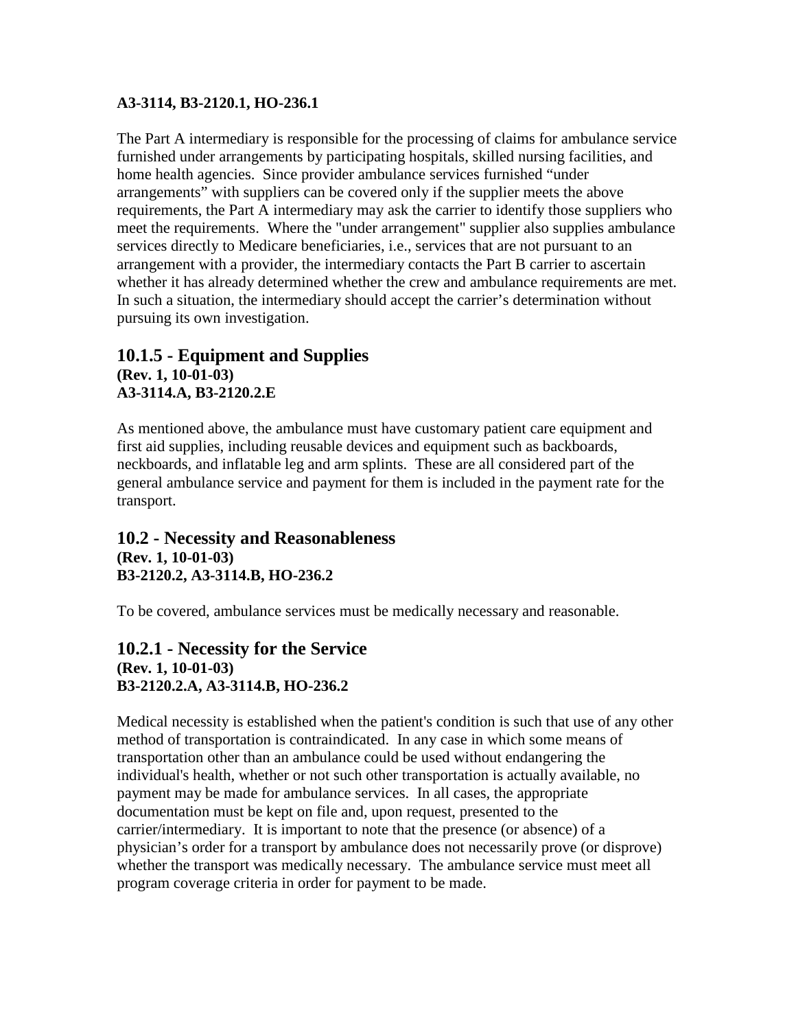**A3-3114, B3-2120.1, HO-236.1**

The Part A intermediary is responsible for the processing of claims for ambulance service furnished under arrangements by participating hospitals, skilled nursing facilities, and home health agencies. Since provider ambulance services furnished "under arrangements" with suppliers can be covered only if the supplier meets the above requirements, the Part A intermediary may ask the carrier to identify those suppliers who meet the requirements. Where the "under arrangement" supplier also supplies ambulance services directly to Medicare beneficiaries, i.e., services that are not pursuant to an arrangement with a provider, the intermediary contacts the Part B carrier to ascertain whether it has already determined whether the crew and ambulance requirements are met. In such a situation, the intermediary should accept the carrier's determination without pursuing its own investigation.

## 10.1.5 - Equipment and Supplies

**(Rev. 1, 10-01-03)**
**A3-3114.A, B3-2120.2.E**

As mentioned above, the ambulance must have customary patient care equipment and first aid supplies, including reusable devices and equipment such as backboards, neckboards, and inflatable leg and arm splints. These are all considered part of the general ambulance service and payment for them is included in the payment rate for the transport.

## 10.2 - Necessity and Reasonableness

**(Rev. 1, 10-01-03)**
**B3-2120.2, A3-3114.B, HO-236.2**

To be covered, ambulance services must be medically necessary and reasonable.

## 10.2.1 - Necessity for the Service

**(Rev. 1, 10-01-03)**
**B3-2120.2.A, A3-3114.B, HO-236.2**

Medical necessity is established when the patient's condition is such that use of any other method of transportation is contraindicated. In any case in which some means of transportation other than an ambulance could be used without endangering the individual's health, whether or not such other transportation is actually available, no payment may be made for ambulance services. In all cases, the appropriate documentation must be kept on file and, upon request, presented to the carrier/intermediary. It is important to note that the presence (or absence) of a physician's order for a transport by ambulance does not necessarily prove (or disprove) whether the transport was medically necessary. The ambulance service must meet all program coverage criteria in order for payment to be made.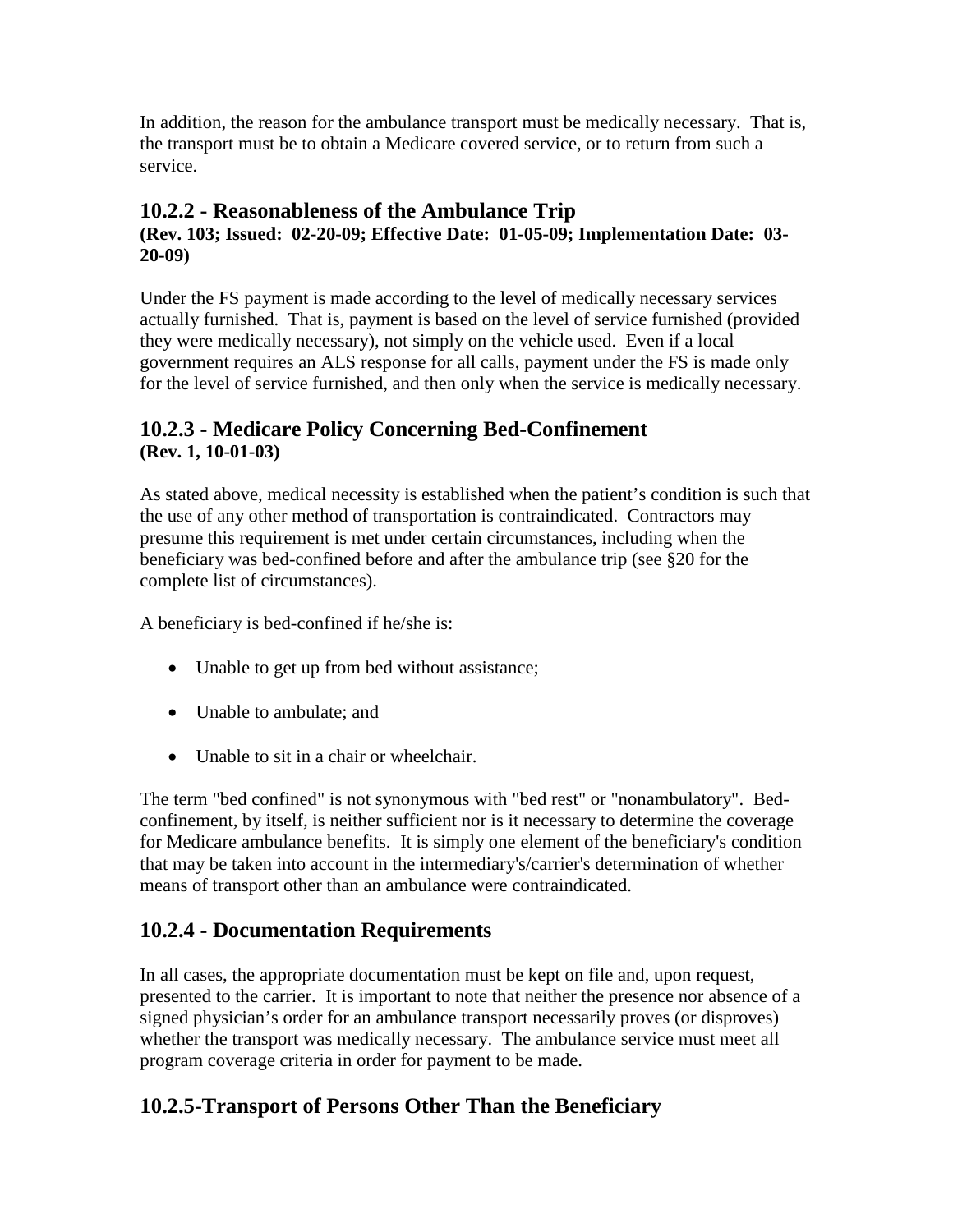In addition, the reason for the ambulance transport must be medically necessary. That is, the transport must be to obtain a Medicare covered service, or to return from such a service.

### 10.2.2 - Reasonableness of the Ambulance Trip

**(Rev. 103; Issued: 02-20-09; Effective Date: 01-05-09; Implementation Date: 03-20-09)**

Under the FS payment is made according to the level of medically necessary services actually furnished. That is, payment is based on the level of service furnished (provided they were medically necessary), not simply on the vehicle used. Even if a local government requires an ALS response for all calls, payment under the FS is made only for the level of service furnished, and then only when the service is medically necessary.

### 10.2.3 - Medicare Policy Concerning Bed-Confinement

**(Rev. 1, 10-01-03)**

As stated above, medical necessity is established when the patient's condition is such that the use of any other method of transportation is contraindicated. Contractors may presume this requirement is met under certain circumstances, including when the beneficiary was bed-confined before and after the ambulance trip (see §20 for the complete list of circumstances).

A beneficiary is bed-confined if he/she is:

- Unable to get up from bed without assistance;
- Unable to ambulate; and
- Unable to sit in a chair or wheelchair.

The term "bed confined" is not synonymous with "bed rest" or "nonambulatory". Bed-confinement, by itself, is neither sufficient nor is it necessary to determine the coverage for Medicare ambulance benefits. It is simply one element of the beneficiary's condition that may be taken into account in the intermediary's/carrier's determination of whether means of transport other than an ambulance were contraindicated.

### 10.2.4 - Documentation Requirements

In all cases, the appropriate documentation must be kept on file and, upon request, presented to the carrier. It is important to note that neither the presence nor absence of a signed physician's order for an ambulance transport necessarily proves (or disproves) whether the transport was medically necessary. The ambulance service must meet all program coverage criteria in order for payment to be made.

### 10.2.5-Transport of Persons Other Than the Beneficiary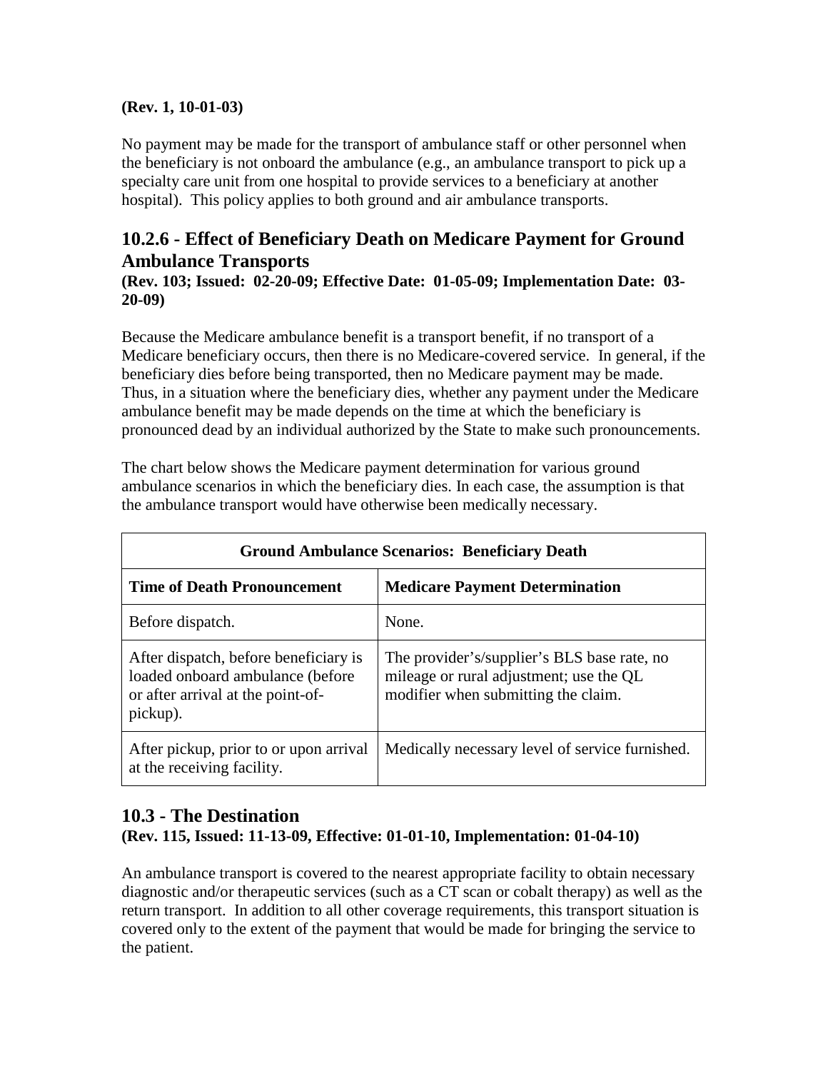**(Rev. 1, 10-01-03)**

No payment may be made for the transport of ambulance staff or other personnel when the beneficiary is not onboard the ambulance (e.g., an ambulance transport to pick up a specialty care unit from one hospital to provide services to a beneficiary at another hospital). This policy applies to both ground and air ambulance transports.

## 10.2.6 - Effect of Beneficiary Death on Medicare Payment for Ground Ambulance Transports

**(Rev. 103; Issued: 02-20-09; Effective Date: 01-05-09; Implementation Date: 03-20-09)**

Because the Medicare ambulance benefit is a transport benefit, if no transport of a Medicare beneficiary occurs, then there is no Medicare-covered service. In general, if the beneficiary dies before being transported, then no Medicare payment may be made. Thus, in a situation where the beneficiary dies, whether any payment under the Medicare ambulance benefit may be made depends on the time at which the beneficiary is pronounced dead by an individual authorized by the State to make such pronouncements.

The chart below shows the Medicare payment determination for various ground ambulance scenarios in which the beneficiary dies. In each case, the assumption is that the ambulance transport would have otherwise been medically necessary.

| **Ground Ambulance Scenarios: Beneficiary Death** | |
|---|---|
| **Time of Death Pronouncement** | **Medicare Payment Determination** |
| Before dispatch. | None. |
| After dispatch, before beneficiary is loaded onboard ambulance (before or after arrival at the point-of-pickup). | The provider's/supplier's BLS base rate, no mileage or rural adjustment; use the QL modifier when submitting the claim. |
| After pickup, prior to or upon arrival at the receiving facility. | Medically necessary level of service furnished. |

## 10.3 - The Destination

**(Rev. 115, Issued: 11-13-09, Effective: 01-01-10, Implementation: 01-04-10)**

An ambulance transport is covered to the nearest appropriate facility to obtain necessary diagnostic and/or therapeutic services (such as a CT scan or cobalt therapy) as well as the return transport. In addition to all other coverage requirements, this transport situation is covered only to the extent of the payment that would be made for bringing the service to the patient.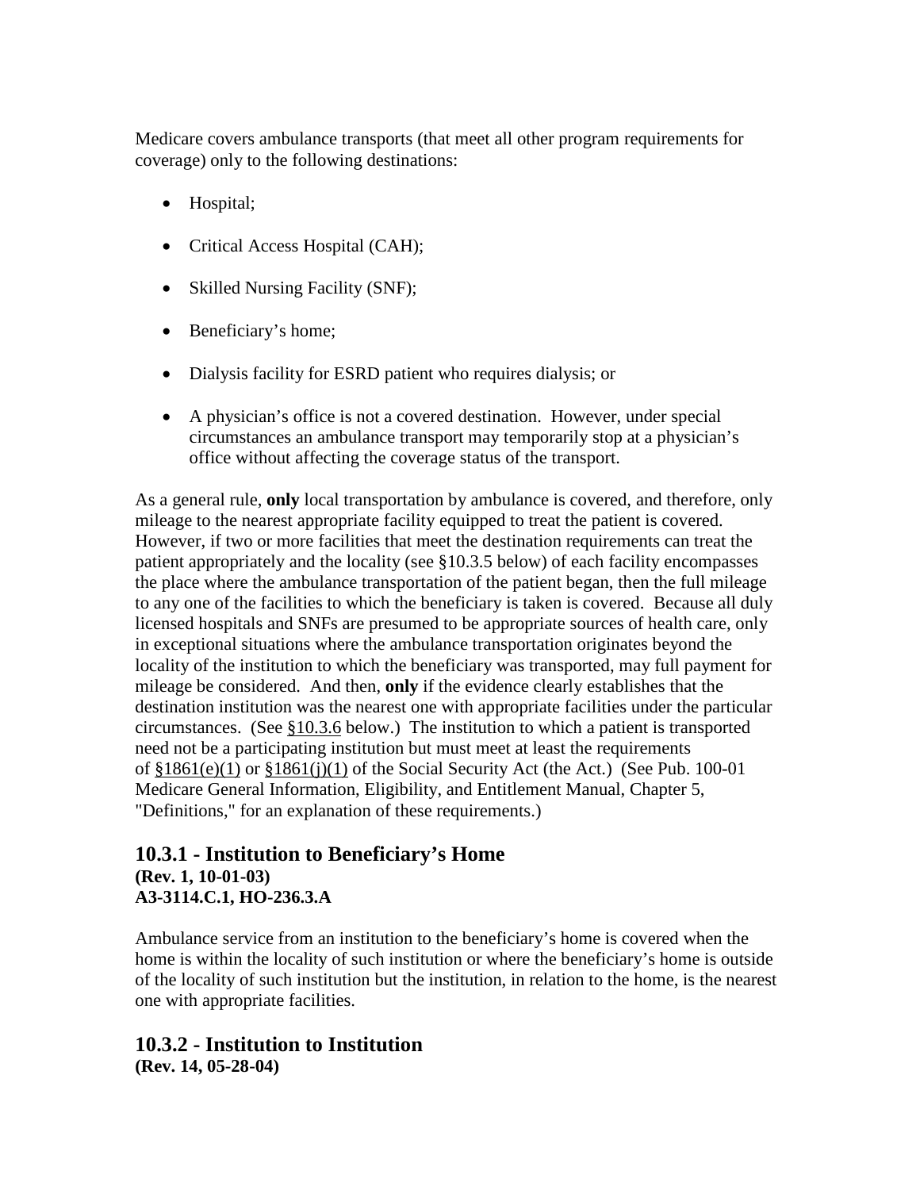Medicare covers ambulance transports (that meet all other program requirements for coverage) only to the following destinations:

- Hospital;
- Critical Access Hospital (CAH);
- Skilled Nursing Facility (SNF);
- Beneficiary's home;
- Dialysis facility for ESRD patient who requires dialysis; or
- A physician's office is not a covered destination. However, under special circumstances an ambulance transport may temporarily stop at a physician's office without affecting the coverage status of the transport.

As a general rule, **only** local transportation by ambulance is covered, and therefore, only mileage to the nearest appropriate facility equipped to treat the patient is covered. However, if two or more facilities that meet the destination requirements can treat the patient appropriately and the locality (see §10.3.5 below) of each facility encompasses the place where the ambulance transportation of the patient began, then the full mileage to any one of the facilities to which the beneficiary is taken is covered. Because all duly licensed hospitals and SNFs are presumed to be appropriate sources of health care, only in exceptional situations where the ambulance transportation originates beyond the locality of the institution to which the beneficiary was transported, may full payment for mileage be considered. And then, **only** if the evidence clearly establishes that the destination institution was the nearest one with appropriate facilities under the particular circumstances. (See §10.3.6 below.) The institution to which a patient is transported need not be a participating institution but must meet at least the requirements of §1861(e)(1) or §1861(j)(1) of the Social Security Act (the Act.) (See Pub. 100-01 Medicare General Information, Eligibility, and Entitlement Manual, Chapter 5, "Definitions," for an explanation of these requirements.)

## 10.3.1 - Institution to Beneficiary's Home

**(Rev. 1, 10-01-03)**
**A3-3114.C.1, HO-236.3.A**

Ambulance service from an institution to the beneficiary's home is covered when the home is within the locality of such institution or where the beneficiary's home is outside of the locality of such institution but the institution, in relation to the home, is the nearest one with appropriate facilities.

## 10.3.2 - Institution to Institution

**(Rev. 14, 05-28-04)**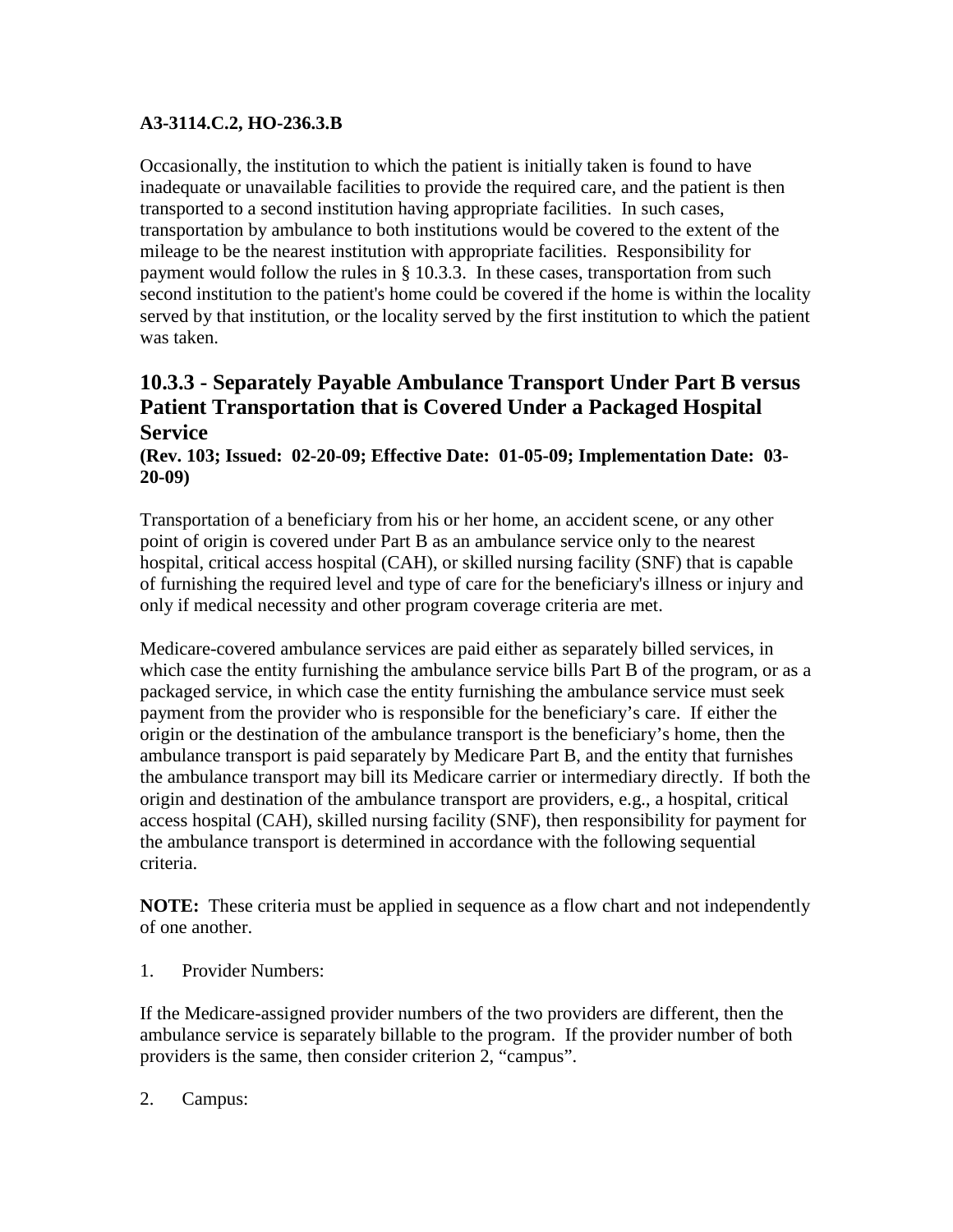**A3-3114.C.2, HO-236.3.B**

Occasionally, the institution to which the patient is initially taken is found to have inadequate or unavailable facilities to provide the required care, and the patient is then transported to a second institution having appropriate facilities. In such cases, transportation by ambulance to both institutions would be covered to the extent of the mileage to be the nearest institution with appropriate facilities. Responsibility for payment would follow the rules in § 10.3.3. In these cases, transportation from such second institution to the patient's home could be covered if the home is within the locality served by that institution, or the locality served by the first institution to which the patient was taken.

## 10.3.3 - Separately Payable Ambulance Transport Under Part B versus Patient Transportation that is Covered Under a Packaged Hospital Service

**(Rev. 103; Issued: 02-20-09; Effective Date: 01-05-09; Implementation Date: 03-20-09)**

Transportation of a beneficiary from his or her home, an accident scene, or any other point of origin is covered under Part B as an ambulance service only to the nearest hospital, critical access hospital (CAH), or skilled nursing facility (SNF) that is capable of furnishing the required level and type of care for the beneficiary's illness or injury and only if medical necessity and other program coverage criteria are met.

Medicare-covered ambulance services are paid either as separately billed services, in which case the entity furnishing the ambulance service bills Part B of the program, or as a packaged service, in which case the entity furnishing the ambulance service must seek payment from the provider who is responsible for the beneficiary's care. If either the origin or the destination of the ambulance transport is the beneficiary's home, then the ambulance transport is paid separately by Medicare Part B, and the entity that furnishes the ambulance transport may bill its Medicare carrier or intermediary directly. If both the origin and destination of the ambulance transport are providers, e.g., a hospital, critical access hospital (CAH), skilled nursing facility (SNF), then responsibility for payment for the ambulance transport is determined in accordance with the following sequential criteria.

**NOTE:** These criteria must be applied in sequence as a flow chart and not independently of one another.

1. Provider Numbers:

If the Medicare-assigned provider numbers of the two providers are different, then the ambulance service is separately billable to the program. If the provider number of both providers is the same, then consider criterion 2, "campus".

2. Campus: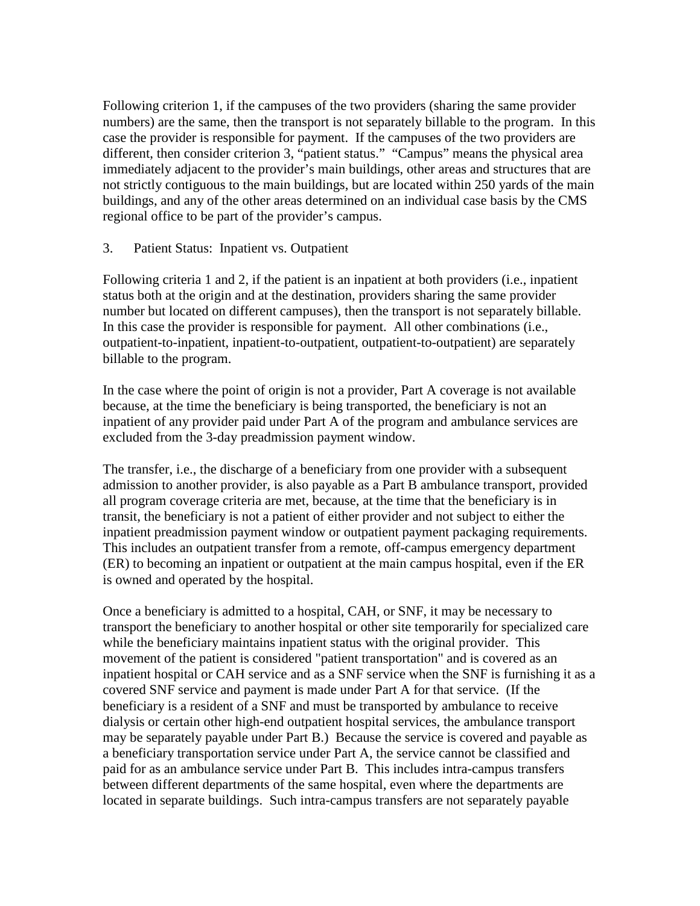Following criterion 1, if the campuses of the two providers (sharing the same provider numbers) are the same, then the transport is not separately billable to the program. In this case the provider is responsible for payment. If the campuses of the two providers are different, then consider criterion 3, "patient status." "Campus" means the physical area immediately adjacent to the provider's main buildings, other areas and structures that are not strictly contiguous to the main buildings, but are located within 250 yards of the main buildings, and any of the other areas determined on an individual case basis by the CMS regional office to be part of the provider's campus.

3. Patient Status: Inpatient vs. Outpatient

Following criteria 1 and 2, if the patient is an inpatient at both providers (i.e., inpatient status both at the origin and at the destination, providers sharing the same provider number but located on different campuses), then the transport is not separately billable. In this case the provider is responsible for payment. All other combinations (i.e., outpatient-to-inpatient, inpatient-to-outpatient, outpatient-to-outpatient) are separately billable to the program.

In the case where the point of origin is not a provider, Part A coverage is not available because, at the time the beneficiary is being transported, the beneficiary is not an inpatient of any provider paid under Part A of the program and ambulance services are excluded from the 3-day preadmission payment window.

The transfer, i.e., the discharge of a beneficiary from one provider with a subsequent admission to another provider, is also payable as a Part B ambulance transport, provided all program coverage criteria are met, because, at the time that the beneficiary is in transit, the beneficiary is not a patient of either provider and not subject to either the inpatient preadmission payment window or outpatient payment packaging requirements. This includes an outpatient transfer from a remote, off-campus emergency department (ER) to becoming an inpatient or outpatient at the main campus hospital, even if the ER is owned and operated by the hospital.

Once a beneficiary is admitted to a hospital, CAH, or SNF, it may be necessary to transport the beneficiary to another hospital or other site temporarily for specialized care while the beneficiary maintains inpatient status with the original provider. This movement of the patient is considered "patient transportation" and is covered as an inpatient hospital or CAH service and as a SNF service when the SNF is furnishing it as a covered SNF service and payment is made under Part A for that service. (If the beneficiary is a resident of a SNF and must be transported by ambulance to receive dialysis or certain other high-end outpatient hospital services, the ambulance transport may be separately payable under Part B.) Because the service is covered and payable as a beneficiary transportation service under Part A, the service cannot be classified and paid for as an ambulance service under Part B. This includes intra-campus transfers between different departments of the same hospital, even where the departments are located in separate buildings. Such intra-campus transfers are not separately payable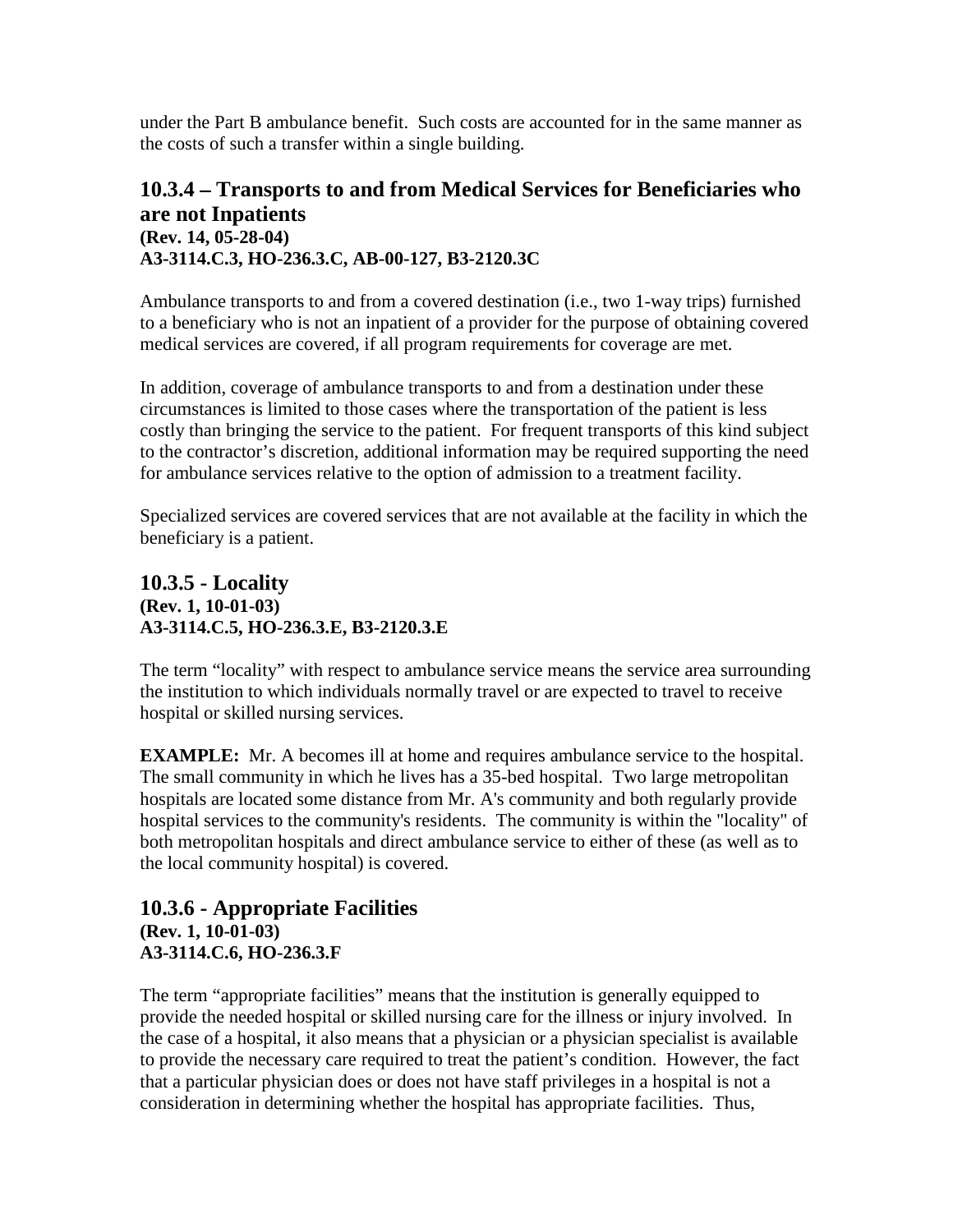under the Part B ambulance benefit. Such costs are accounted for in the same manner as the costs of such a transfer within a single building.

## 10.3.4 – Transports to and from Medical Services for Beneficiaries who are not Inpatients

**(Rev. 14, 05-28-04)**
**A3-3114.C.3, HO-236.3.C, AB-00-127, B3-2120.3C**

Ambulance transports to and from a covered destination (i.e., two 1-way trips) furnished to a beneficiary who is not an inpatient of a provider for the purpose of obtaining covered medical services are covered, if all program requirements for coverage are met.

In addition, coverage of ambulance transports to and from a destination under these circumstances is limited to those cases where the transportation of the patient is less costly than bringing the service to the patient. For frequent transports of this kind subject to the contractor's discretion, additional information may be required supporting the need for ambulance services relative to the option of admission to a treatment facility.

Specialized services are covered services that are not available at the facility in which the beneficiary is a patient.

## 10.3.5 - Locality

**(Rev. 1, 10-01-03)**
**A3-3114.C.5, HO-236.3.E, B3-2120.3.E**

The term "locality" with respect to ambulance service means the service area surrounding the institution to which individuals normally travel or are expected to travel to receive hospital or skilled nursing services.

**EXAMPLE:** Mr. A becomes ill at home and requires ambulance service to the hospital. The small community in which he lives has a 35-bed hospital. Two large metropolitan hospitals are located some distance from Mr. A's community and both regularly provide hospital services to the community's residents. The community is within the "locality" of both metropolitan hospitals and direct ambulance service to either of these (as well as to the local community hospital) is covered.

## 10.3.6 - Appropriate Facilities

**(Rev. 1, 10-01-03)**
**A3-3114.C.6, HO-236.3.F**

The term "appropriate facilities" means that the institution is generally equipped to provide the needed hospital or skilled nursing care for the illness or injury involved. In the case of a hospital, it also means that a physician or a physician specialist is available to provide the necessary care required to treat the patient's condition. However, the fact that a particular physician does or does not have staff privileges in a hospital is not a consideration in determining whether the hospital has appropriate facilities. Thus,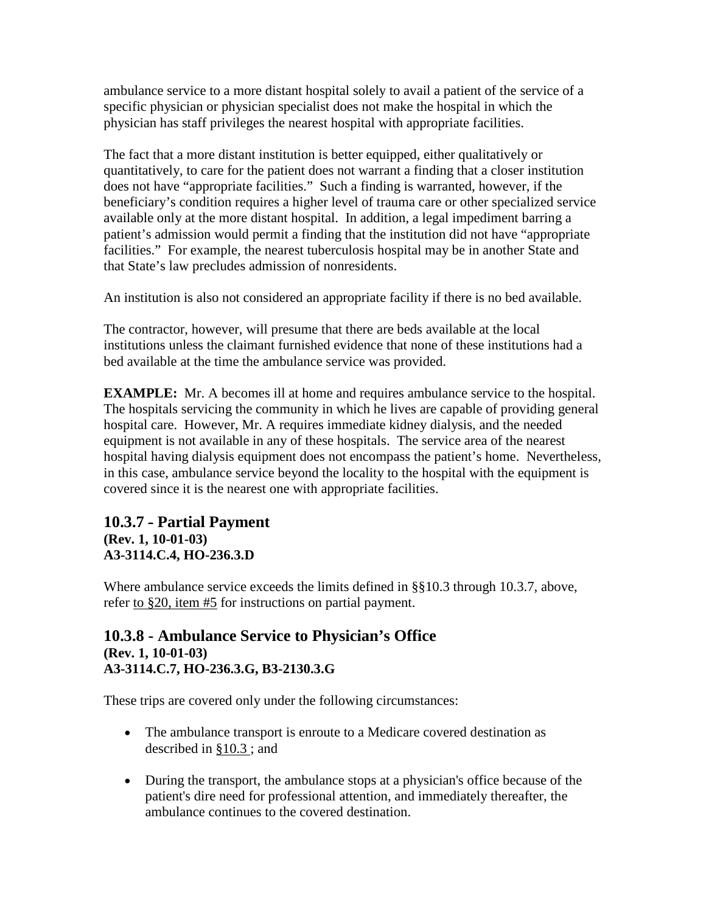ambulance service to a more distant hospital solely to avail a patient of the service of a specific physician or physician specialist does not make the hospital in which the physician has staff privileges the nearest hospital with appropriate facilities.

The fact that a more distant institution is better equipped, either qualitatively or quantitatively, to care for the patient does not warrant a finding that a closer institution does not have "appropriate facilities." Such a finding is warranted, however, if the beneficiary's condition requires a higher level of trauma care or other specialized service available only at the more distant hospital. In addition, a legal impediment barring a patient's admission would permit a finding that the institution did not have "appropriate facilities." For example, the nearest tuberculosis hospital may be in another State and that State's law precludes admission of nonresidents.

An institution is also not considered an appropriate facility if there is no bed available.

The contractor, however, will presume that there are beds available at the local institutions unless the claimant furnished evidence that none of these institutions had a bed available at the time the ambulance service was provided.

**EXAMPLE:** Mr. A becomes ill at home and requires ambulance service to the hospital. The hospitals servicing the community in which he lives are capable of providing general hospital care. However, Mr. A requires immediate kidney dialysis, and the needed equipment is not available in any of these hospitals. The service area of the nearest hospital having dialysis equipment does not encompass the patient's home. Nevertheless, in this case, ambulance service beyond the locality to the hospital with the equipment is covered since it is the nearest one with appropriate facilities.

## 10.3.7 - Partial Payment

**(Rev. 1, 10-01-03)**
**A3-3114.C.4, HO-236.3.D**

Where ambulance service exceeds the limits defined in §§10.3 through 10.3.7, above, refer to §20, item #5 for instructions on partial payment.

## 10.3.8 - Ambulance Service to Physician's Office

**(Rev. 1, 10-01-03)**
**A3-3114.C.7, HO-236.3.G, B3-2130.3.G**

These trips are covered only under the following circumstances:

- The ambulance transport is enroute to a Medicare covered destination as described in §10.3 ; and
- During the transport, the ambulance stops at a physician's office because of the patient's dire need for professional attention, and immediately thereafter, the ambulance continues to the covered destination.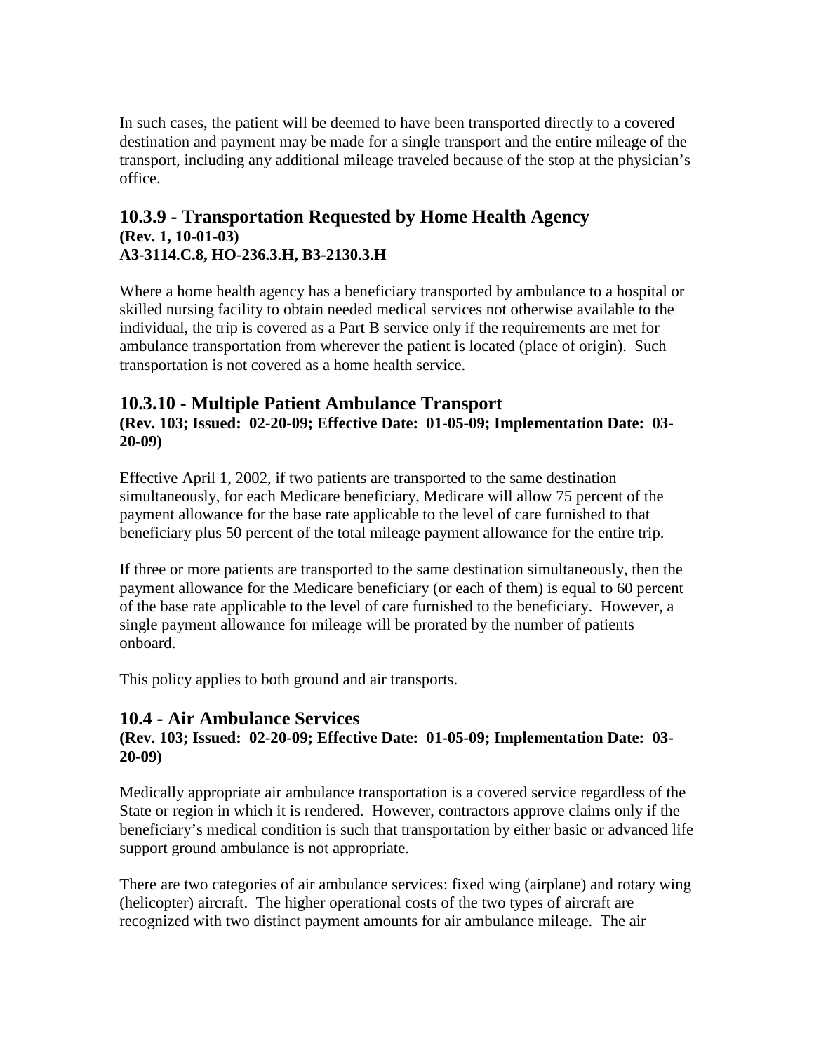In such cases, the patient will be deemed to have been transported directly to a covered destination and payment may be made for a single transport and the entire mileage of the transport, including any additional mileage traveled because of the stop at the physician's office.

## 10.3.9 - Transportation Requested by Home Health Agency

**(Rev. 1, 10-01-03)**
**A3-3114.C.8, HO-236.3.H, B3-2130.3.H**

Where a home health agency has a beneficiary transported by ambulance to a hospital or skilled nursing facility to obtain needed medical services not otherwise available to the individual, the trip is covered as a Part B service only if the requirements are met for ambulance transportation from wherever the patient is located (place of origin). Such transportation is not covered as a home health service.

## 10.3.10 - Multiple Patient Ambulance Transport

**(Rev. 103; Issued: 02-20-09; Effective Date: 01-05-09; Implementation Date: 03-20-09)**

Effective April 1, 2002, if two patients are transported to the same destination simultaneously, for each Medicare beneficiary, Medicare will allow 75 percent of the payment allowance for the base rate applicable to the level of care furnished to that beneficiary plus 50 percent of the total mileage payment allowance for the entire trip.

If three or more patients are transported to the same destination simultaneously, then the payment allowance for the Medicare beneficiary (or each of them) is equal to 60 percent of the base rate applicable to the level of care furnished to the beneficiary. However, a single payment allowance for mileage will be prorated by the number of patients onboard.

This policy applies to both ground and air transports.

## 10.4 - Air Ambulance Services

**(Rev. 103; Issued: 02-20-09; Effective Date: 01-05-09; Implementation Date: 03-20-09)**

Medically appropriate air ambulance transportation is a covered service regardless of the State or region in which it is rendered. However, contractors approve claims only if the beneficiary's medical condition is such that transportation by either basic or advanced life support ground ambulance is not appropriate.

There are two categories of air ambulance services: fixed wing (airplane) and rotary wing (helicopter) aircraft. The higher operational costs of the two types of aircraft are recognized with two distinct payment amounts for air ambulance mileage. The air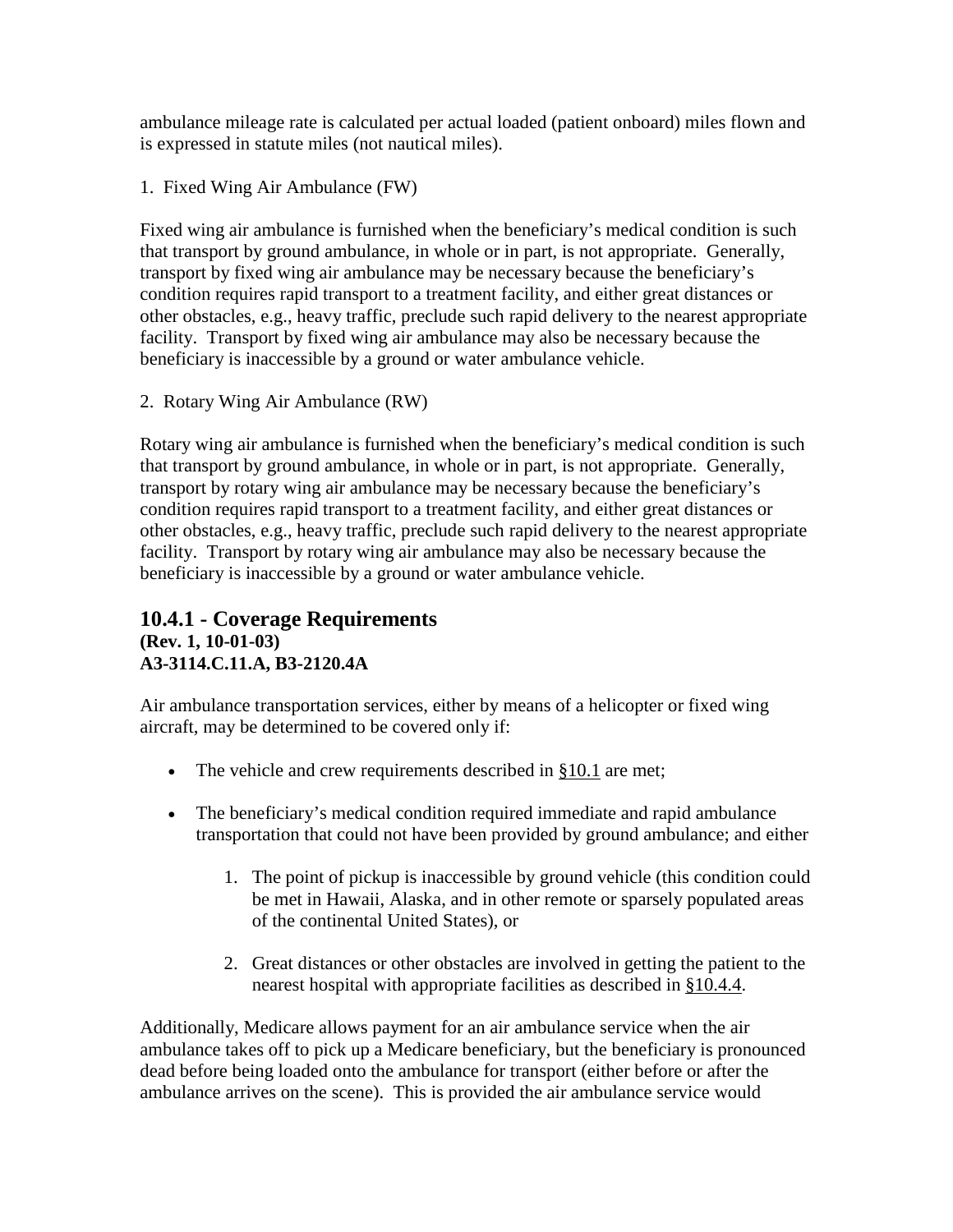ambulance mileage rate is calculated per actual loaded (patient onboard) miles flown and is expressed in statute miles (not nautical miles).

1. Fixed Wing Air Ambulance (FW)

Fixed wing air ambulance is furnished when the beneficiary's medical condition is such that transport by ground ambulance, in whole or in part, is not appropriate. Generally, transport by fixed wing air ambulance may be necessary because the beneficiary's condition requires rapid transport to a treatment facility, and either great distances or other obstacles, e.g., heavy traffic, preclude such rapid delivery to the nearest appropriate facility. Transport by fixed wing air ambulance may also be necessary because the beneficiary is inaccessible by a ground or water ambulance vehicle.

2. Rotary Wing Air Ambulance (RW)

Rotary wing air ambulance is furnished when the beneficiary's medical condition is such that transport by ground ambulance, in whole or in part, is not appropriate. Generally, transport by rotary wing air ambulance may be necessary because the beneficiary's condition requires rapid transport to a treatment facility, and either great distances or other obstacles, e.g., heavy traffic, preclude such rapid delivery to the nearest appropriate facility. Transport by rotary wing air ambulance may also be necessary because the beneficiary is inaccessible by a ground or water ambulance vehicle.

## 10.4.1 - Coverage Requirements

**(Rev. 1, 10-01-03)**
**A3-3114.C.11.A, B3-2120.4A**

Air ambulance transportation services, either by means of a helicopter or fixed wing aircraft, may be determined to be covered only if:

- The vehicle and crew requirements described in §10.1 are met;
- The beneficiary's medical condition required immediate and rapid ambulance transportation that could not have been provided by ground ambulance; and either
    1. The point of pickup is inaccessible by ground vehicle (this condition could be met in Hawaii, Alaska, and in other remote or sparsely populated areas of the continental United States), or
    2. Great distances or other obstacles are involved in getting the patient to the nearest hospital with appropriate facilities as described in §10.4.4.

Additionally, Medicare allows payment for an air ambulance service when the air ambulance takes off to pick up a Medicare beneficiary, but the beneficiary is pronounced dead before being loaded onto the ambulance for transport (either before or after the ambulance arrives on the scene). This is provided the air ambulance service would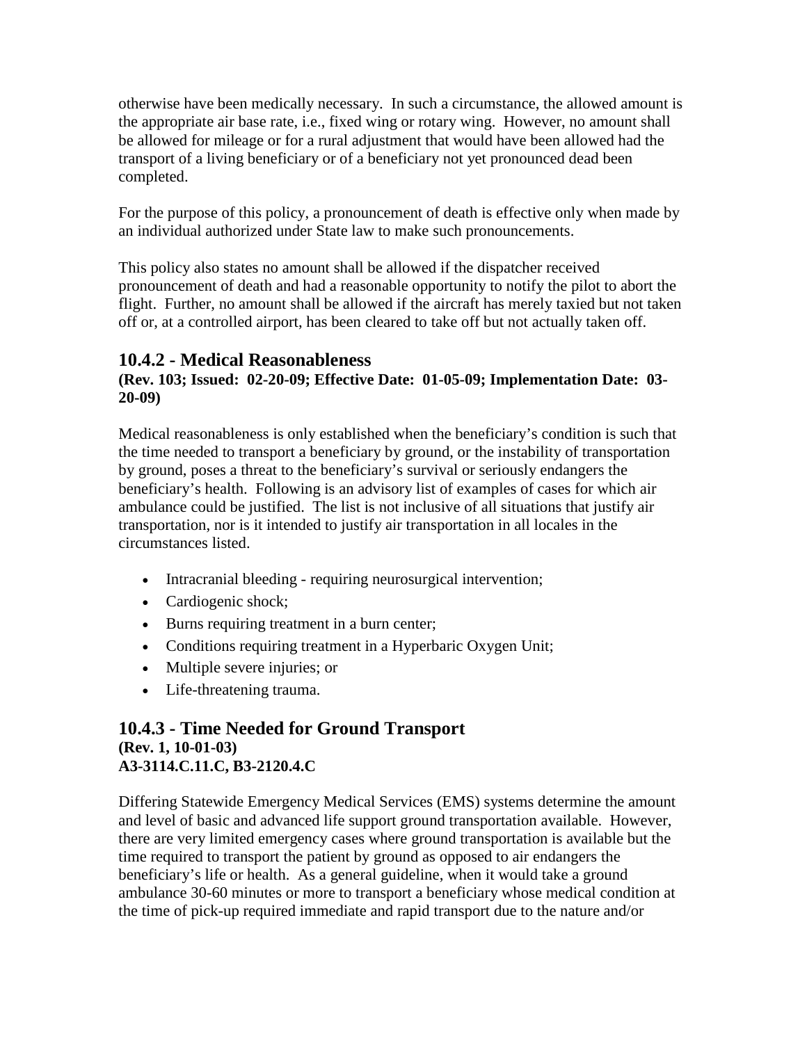otherwise have been medically necessary. In such a circumstance, the allowed amount is the appropriate air base rate, i.e., fixed wing or rotary wing. However, no amount shall be allowed for mileage or for a rural adjustment that would have been allowed had the transport of a living beneficiary or of a beneficiary not yet pronounced dead been completed.

For the purpose of this policy, a pronouncement of death is effective only when made by an individual authorized under State law to make such pronouncements.

This policy also states no amount shall be allowed if the dispatcher received pronouncement of death and had a reasonable opportunity to notify the pilot to abort the flight. Further, no amount shall be allowed if the aircraft has merely taxied but not taken off or, at a controlled airport, has been cleared to take off but not actually taken off.

## 10.4.2 - Medical Reasonableness

**(Rev. 103; Issued: 02-20-09; Effective Date: 01-05-09; Implementation Date: 03-20-09)**

Medical reasonableness is only established when the beneficiary's condition is such that the time needed to transport a beneficiary by ground, or the instability of transportation by ground, poses a threat to the beneficiary's survival or seriously endangers the beneficiary's health. Following is an advisory list of examples of cases for which air ambulance could be justified. The list is not inclusive of all situations that justify air transportation, nor is it intended to justify air transportation in all locales in the circumstances listed.

- Intracranial bleeding - requiring neurosurgical intervention;
- Cardiogenic shock;
- Burns requiring treatment in a burn center;
- Conditions requiring treatment in a Hyperbaric Oxygen Unit;
- Multiple severe injuries; or
- Life-threatening trauma.

## 10.4.3 - Time Needed for Ground Transport

**(Rev. 1, 10-01-03)**
**A3-3114.C.11.C, B3-2120.4.C**

Differing Statewide Emergency Medical Services (EMS) systems determine the amount and level of basic and advanced life support ground transportation available. However, there are very limited emergency cases where ground transportation is available but the time required to transport the patient by ground as opposed to air endangers the beneficiary's life or health. As a general guideline, when it would take a ground ambulance 30-60 minutes or more to transport a beneficiary whose medical condition at the time of pick-up required immediate and rapid transport due to the nature and/or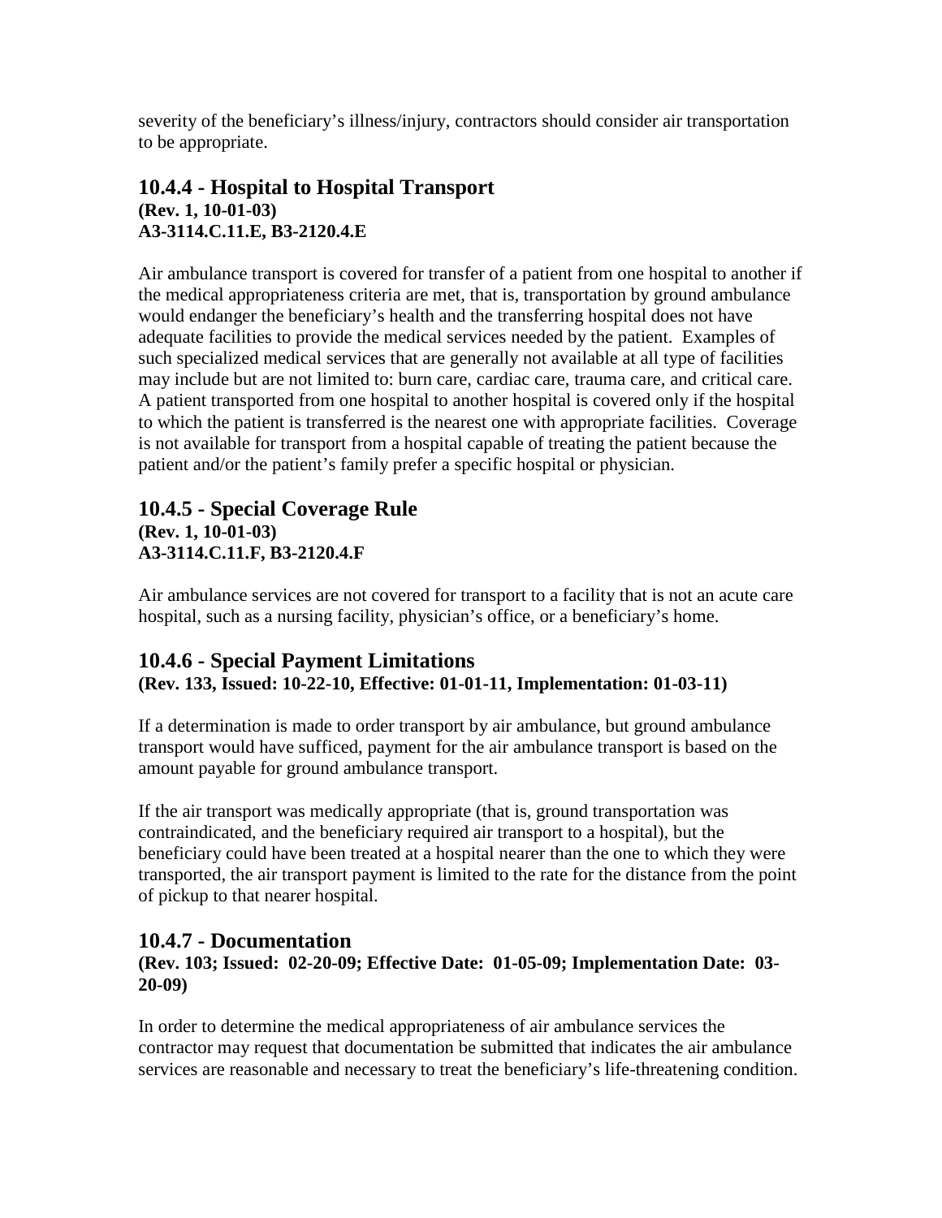severity of the beneficiary's illness/injury, contractors should consider air transportation to be appropriate.

### 10.4.4 - Hospital to Hospital Transport

**(Rev. 1, 10-01-03)**
**A3-3114.C.11.E, B3-2120.4.E**

Air ambulance transport is covered for transfer of a patient from one hospital to another if the medical appropriateness criteria are met, that is, transportation by ground ambulance would endanger the beneficiary's health and the transferring hospital does not have adequate facilities to provide the medical services needed by the patient. Examples of such specialized medical services that are generally not available at all type of facilities may include but are not limited to: burn care, cardiac care, trauma care, and critical care. A patient transported from one hospital to another hospital is covered only if the hospital to which the patient is transferred is the nearest one with appropriate facilities. Coverage is not available for transport from a hospital capable of treating the patient because the patient and/or the patient's family prefer a specific hospital or physician.

### 10.4.5 - Special Coverage Rule

**(Rev. 1, 10-01-03)**
**A3-3114.C.11.F, B3-2120.4.F**

Air ambulance services are not covered for transport to a facility that is not an acute care hospital, such as a nursing facility, physician's office, or a beneficiary's home.

### 10.4.6 - Special Payment Limitations

**(Rev. 133, Issued: 10-22-10, Effective: 01-01-11, Implementation: 01-03-11)**

If a determination is made to order transport by air ambulance, but ground ambulance transport would have sufficed, payment for the air ambulance transport is based on the amount payable for ground ambulance transport.

If the air transport was medically appropriate (that is, ground transportation was contraindicated, and the beneficiary required air transport to a hospital), but the beneficiary could have been treated at a hospital nearer than the one to which they were transported, the air transport payment is limited to the rate for the distance from the point of pickup to that nearer hospital.

### 10.4.7 - Documentation

**(Rev. 103; Issued: 02-20-09; Effective Date: 01-05-09; Implementation Date: 03-20-09)**

In order to determine the medical appropriateness of air ambulance services the contractor may request that documentation be submitted that indicates the air ambulance services are reasonable and necessary to treat the beneficiary's life-threatening condition.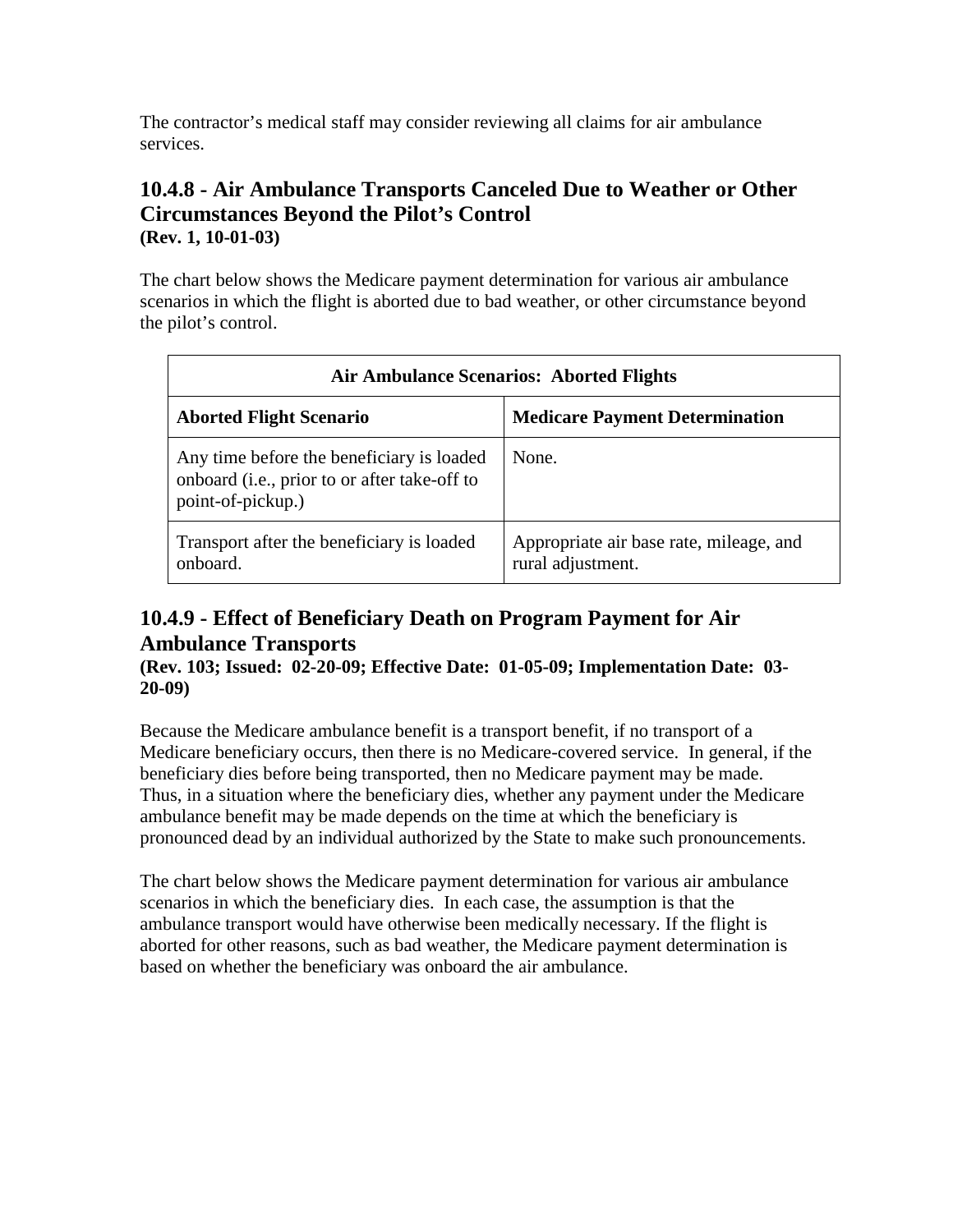The contractor's medical staff may consider reviewing all claims for air ambulance services.

## 10.4.8 - Air Ambulance Transports Canceled Due to Weather or Other Circumstances Beyond the Pilot's Control

**(Rev. 1, 10-01-03)**

The chart below shows the Medicare payment determination for various air ambulance scenarios in which the flight is aborted due to bad weather, or other circumstance beyond the pilot's control.

| **Air Ambulance Scenarios: Aborted Flights** | |
|---|---|
| **Aborted Flight Scenario** | **Medicare Payment Determination** |
| Any time before the beneficiary is loaded onboard (i.e., prior to or after take-off to point-of-pickup.) | None. |
| Transport after the beneficiary is loaded onboard. | Appropriate air base rate, mileage, and rural adjustment. |

## 10.4.9 - Effect of Beneficiary Death on Program Payment for Air Ambulance Transports

**(Rev. 103; Issued: 02-20-09; Effective Date: 01-05-09; Implementation Date: 03-20-09)**

Because the Medicare ambulance benefit is a transport benefit, if no transport of a Medicare beneficiary occurs, then there is no Medicare-covered service. In general, if the beneficiary dies before being transported, then no Medicare payment may be made. Thus, in a situation where the beneficiary dies, whether any payment under the Medicare ambulance benefit may be made depends on the time at which the beneficiary is pronounced dead by an individual authorized by the State to make such pronouncements.

The chart below shows the Medicare payment determination for various air ambulance scenarios in which the beneficiary dies. In each case, the assumption is that the ambulance transport would have otherwise been medically necessary. If the flight is aborted for other reasons, such as bad weather, the Medicare payment determination is based on whether the beneficiary was onboard the air ambulance.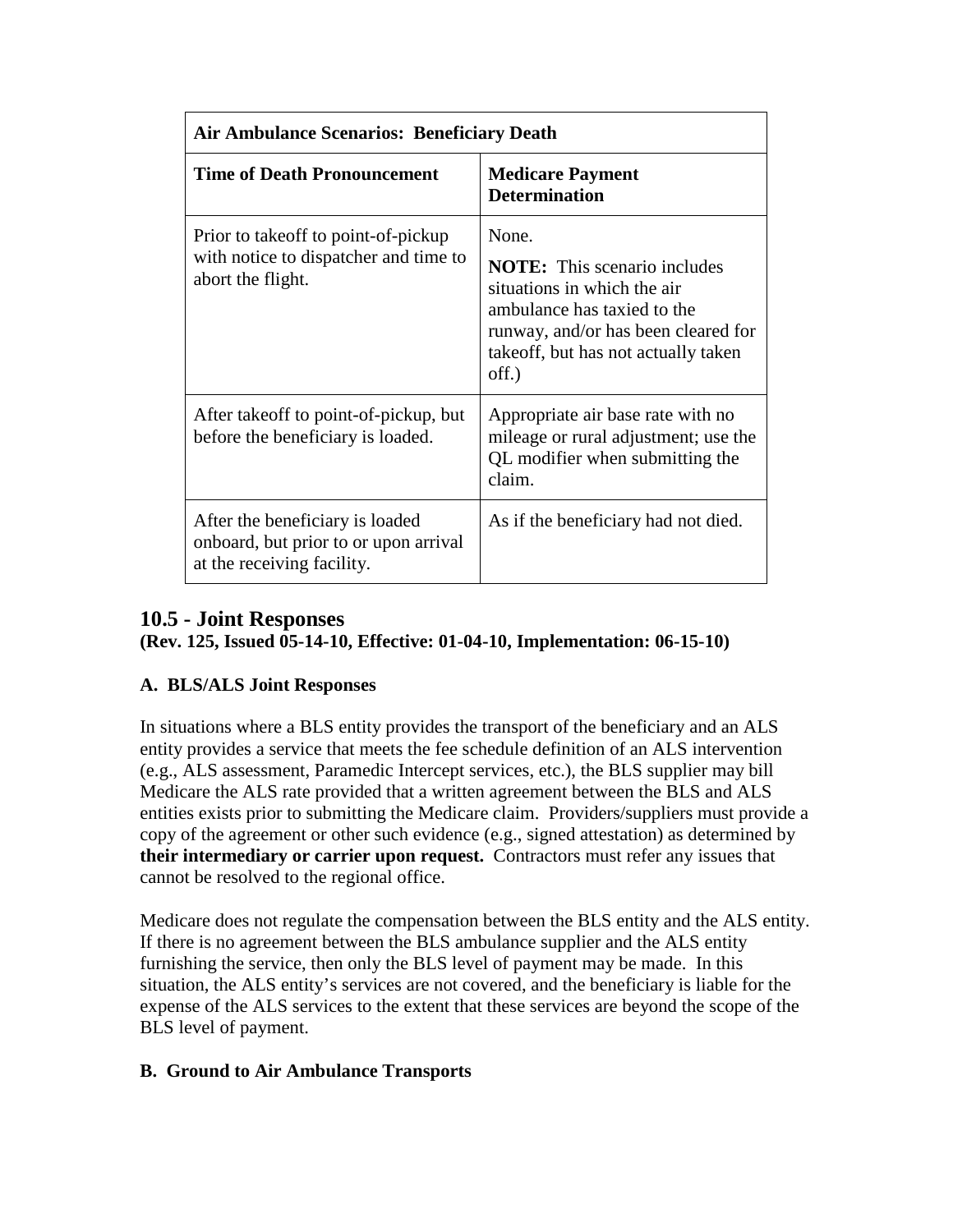| Air Ambulance Scenarios: Beneficiary Death | |
|---|---|
| **Time of Death Pronouncement** | **Medicare Payment Determination** |
| Prior to takeoff to point-of-pickup with notice to dispatcher and time to abort the flight. | None. **NOTE:** This scenario includes situations in which the air ambulance has taxied to the runway, and/or has been cleared for takeoff, but has not actually taken off.) |
| After takeoff to point-of-pickup, but before the beneficiary is loaded. | Appropriate air base rate with no mileage or rural adjustment; use the QL modifier when submitting the claim. |
| After the beneficiary is loaded onboard, but prior to or upon arrival at the receiving facility. | As if the beneficiary had not died. |

## 10.5 - Joint Responses

**(Rev. 125, Issued 05-14-10, Effective: 01-04-10, Implementation: 06-15-10)**

### A. BLS/ALS Joint Responses

In situations where a BLS entity provides the transport of the beneficiary and an ALS entity provides a service that meets the fee schedule definition of an ALS intervention (e.g., ALS assessment, Paramedic Intercept services, etc.), the BLS supplier may bill Medicare the ALS rate provided that a written agreement between the BLS and ALS entities exists prior to submitting the Medicare claim. Providers/suppliers must provide a copy of the agreement or other such evidence (e.g., signed attestation) as determined by **their intermediary or carrier upon request.** Contractors must refer any issues that cannot be resolved to the regional office.

Medicare does not regulate the compensation between the BLS entity and the ALS entity. If there is no agreement between the BLS ambulance supplier and the ALS entity furnishing the service, then only the BLS level of payment may be made. In this situation, the ALS entity's services are not covered, and the beneficiary is liable for the expense of the ALS services to the extent that these services are beyond the scope of the BLS level of payment.

### B. Ground to Air Ambulance Transports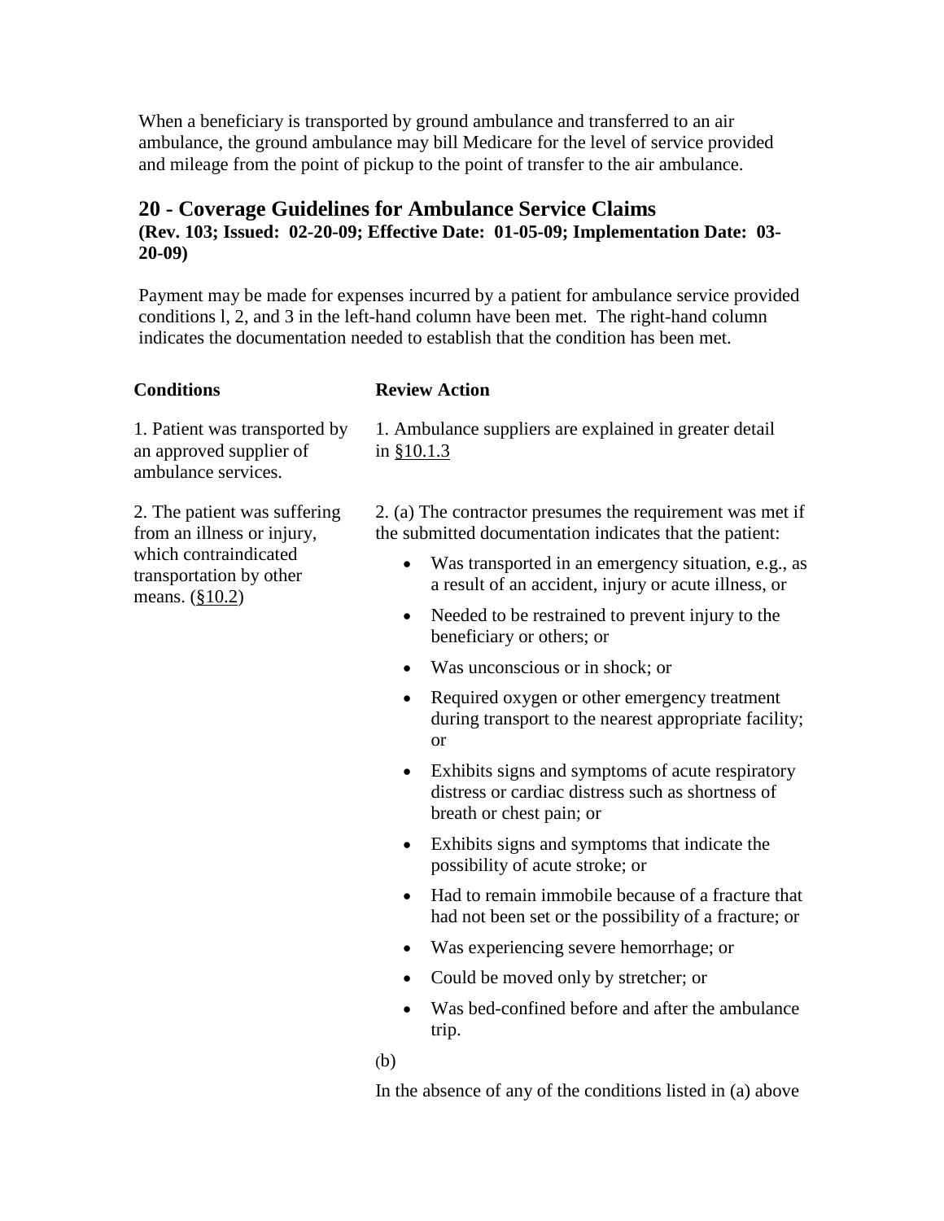When a beneficiary is transported by ground ambulance and transferred to an air ambulance, the ground ambulance may bill Medicare for the level of service provided and mileage from the point of pickup to the point of transfer to the air ambulance.

## 20 - Coverage Guidelines for Ambulance Service Claims

**(Rev. 103; Issued: 02-20-09; Effective Date: 01-05-09; Implementation Date: 03-20-09)**

Payment may be made for expenses incurred by a patient for ambulance service provided conditions l, 2, and 3 in the left-hand column have been met. The right-hand column indicates the documentation needed to establish that the condition has been met.

| **Conditions** | **Review Action** |
|---|---|
| 1. Patient was transported by an approved supplier of ambulance services. | 1. Ambulance suppliers are explained in greater detail in §10.1.3 |
| 2. The patient was suffering from an illness or injury, which contraindicated transportation by other means. (§10.2) | 2. (a) The contractor presumes the requirement was met if the submitted documentation indicates that the patient:<br>• Was transported in an emergency situation, e.g., as a result of an accident, injury or acute illness, or<br>• Needed to be restrained to prevent injury to the beneficiary or others; or<br>• Was unconscious or in shock; or<br>• Required oxygen or other emergency treatment during transport to the nearest appropriate facility; or<br>• Exhibits signs and symptoms of acute respiratory distress or cardiac distress such as shortness of breath or chest pain; or<br>• Exhibits signs and symptoms that indicate the possibility of acute stroke; or<br>• Had to remain immobile because of a fracture that had not been set or the possibility of a fracture; or<br>• Was experiencing severe hemorrhage; or<br>• Could be moved only by stretcher; or<br>• Was bed-confined before and after the ambulance trip.<br>(b)<br>In the absence of any of the conditions listed in (a) above |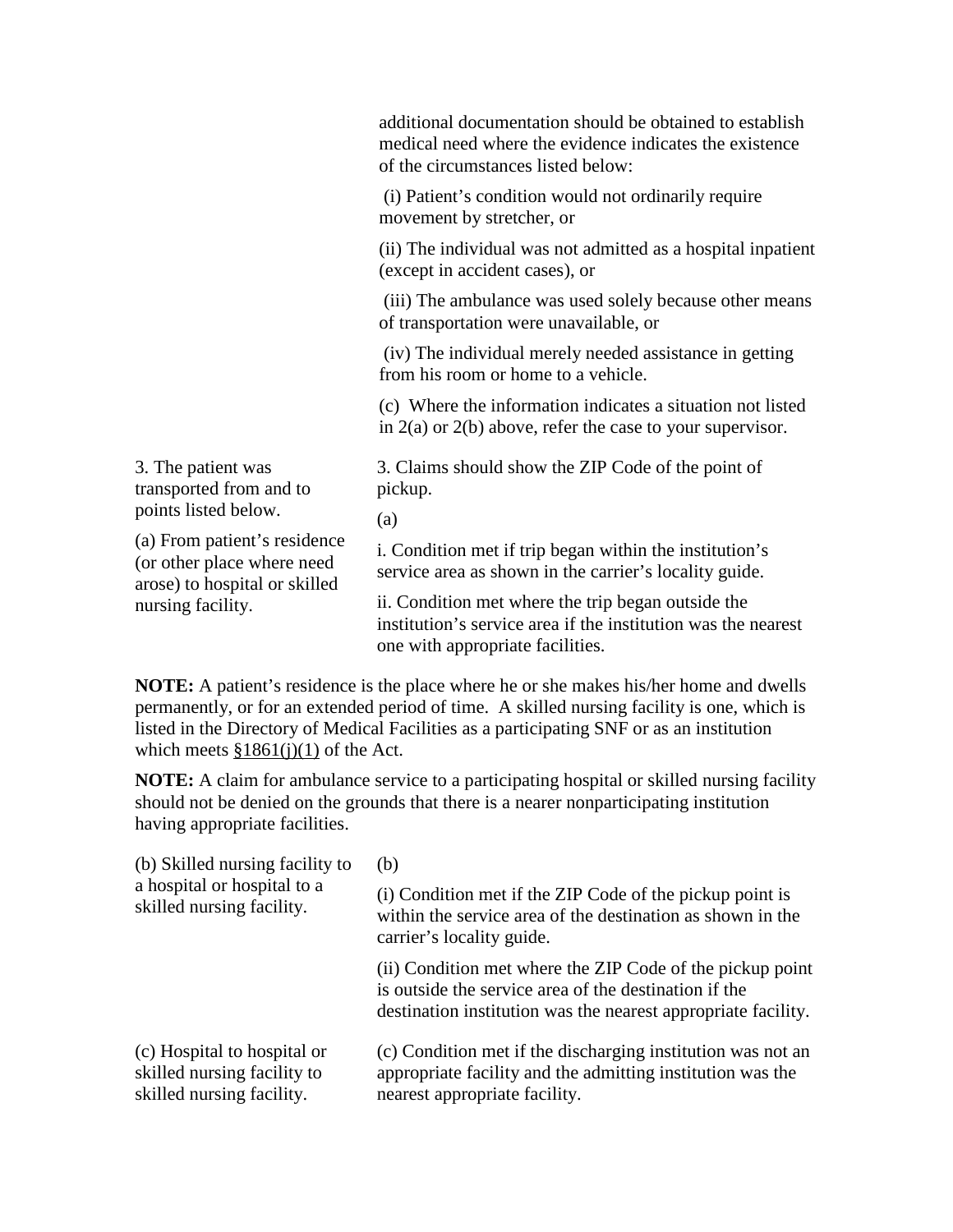| | |
|---|---|
| | additional documentation should be obtained to establish medical need where the evidence indicates the existence of the circumstances listed below:<br><br>(i) Patient's condition would not ordinarily require movement by stretcher, or<br><br>(ii) The individual was not admitted as a hospital inpatient (except in accident cases), or<br><br>(iii) The ambulance was used solely because other means of transportation were unavailable, or<br><br>(iv) The individual merely needed assistance in getting from his room or home to a vehicle.<br><br>(c) Where the information indicates a situation not listed in 2(a) or 2(b) above, refer the case to your supervisor. |
| 3. The patient was transported from and to points listed below.<br><br>(a) From patient's residence (or other place where need arose) to hospital or skilled nursing facility. | 3. Claims should show the ZIP Code of the point of pickup.<br><br>(a)<br><br>i. Condition met if trip began within the institution's service area as shown in the carrier's locality guide.<br><br>ii. Condition met where the trip began outside the institution's service area if the institution was the nearest one with appropriate facilities. |

**NOTE:** A patient's residence is the place where he or she makes his/her home and dwells permanently, or for an extended period of time. A skilled nursing facility is one, which is listed in the Directory of Medical Facilities as a participating SNF or as an institution which meets §1861(j)(1) of the Act.

**NOTE:** A claim for ambulance service to a participating hospital or skilled nursing facility should not be denied on the grounds that there is a nearer nonparticipating institution having appropriate facilities.

| | |
|---|---|
| (b) Skilled nursing facility to a hospital or hospital to a skilled nursing facility. | (b)<br><br>(i) Condition met if the ZIP Code of the pickup point is within the service area of the destination as shown in the carrier's locality guide.<br><br>(ii) Condition met where the ZIP Code of the pickup point is outside the service area of the destination if the destination institution was the nearest appropriate facility. |
| (c) Hospital to hospital or skilled nursing facility to skilled nursing facility. | (c) Condition met if the discharging institution was not an appropriate facility and the admitting institution was the nearest appropriate facility. |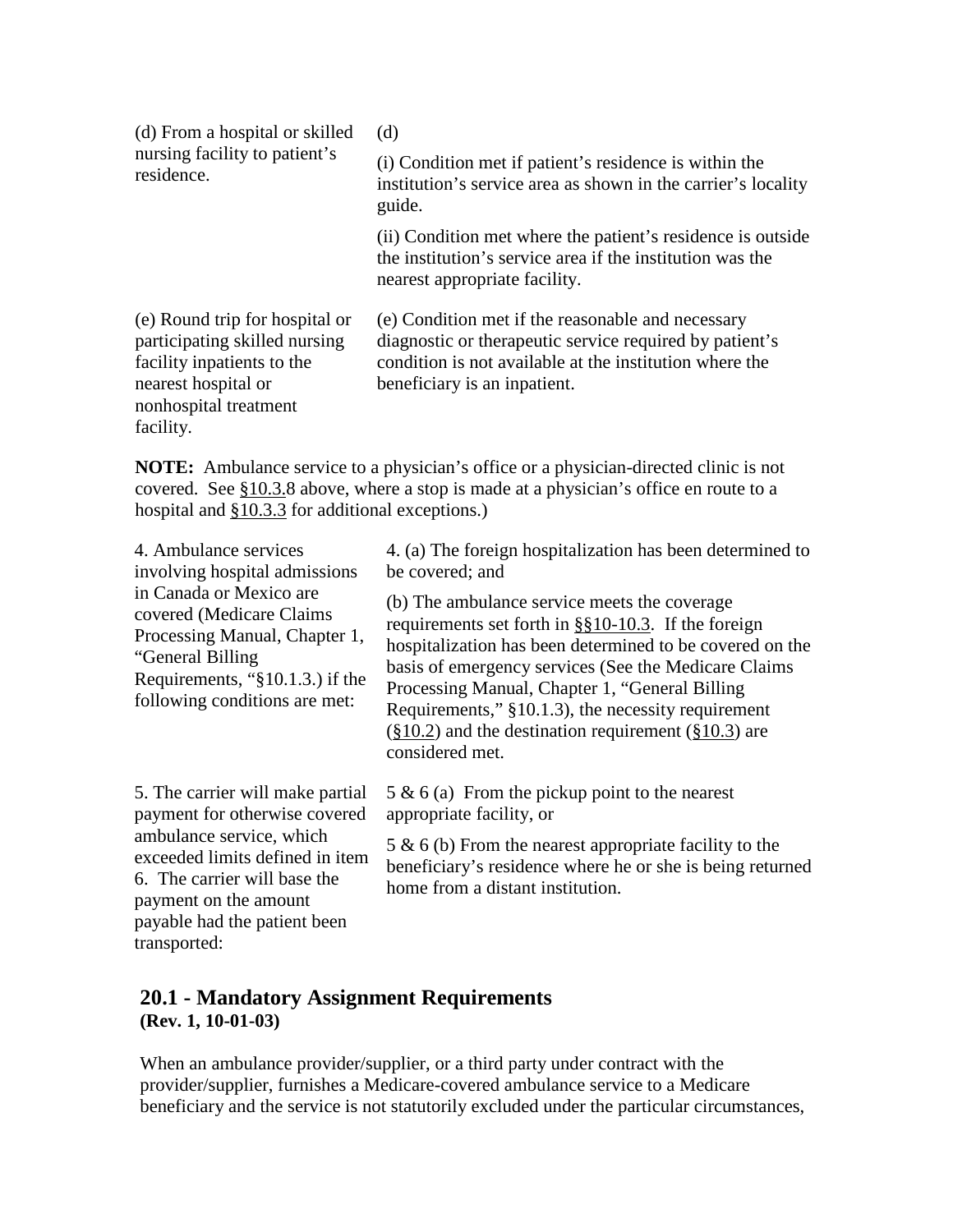| | |
|---|---|
| (d) From a hospital or skilled nursing facility to patient's residence. | (d)<br><br>(i) Condition met if patient's residence is within the institution's service area as shown in the carrier's locality guide.<br><br>(ii) Condition met where the patient's residence is outside the institution's service area if the institution was the nearest appropriate facility. |
| (e) Round trip for hospital or participating skilled nursing facility inpatients to the nearest hospital or nonhospital treatment facility. | (e) Condition met if the reasonable and necessary diagnostic or therapeutic service required by patient's condition is not available at the institution where the beneficiary is an inpatient. |

**NOTE:** Ambulance service to a physician's office or a physician-directed clinic is not covered. See §10.3.8 above, where a stop is made at a physician's office en route to a hospital and §10.3.3 for additional exceptions.)

| | |
|---|---|
| 4. Ambulance services involving hospital admissions in Canada or Mexico are covered (Medicare Claims Processing Manual, Chapter 1, "General Billing Requirements, "§10.1.3.) if the following conditions are met: | 4. (a) The foreign hospitalization has been determined to be covered; and<br><br>(b) The ambulance service meets the coverage requirements set forth in §§10-10.3. If the foreign hospitalization has been determined to be covered on the basis of emergency services (See the Medicare Claims Processing Manual, Chapter 1, "General Billing Requirements," §10.1.3), the necessity requirement (§10.2) and the destination requirement (§10.3) are considered met. |
| 5. The carrier will make partial payment for otherwise covered ambulance service, which exceeded limits defined in item 6. The carrier will base the payment on the amount payable had the patient been transported: | 5 & 6 (a) From the pickup point to the nearest appropriate facility, or<br><br>5 & 6 (b) From the nearest appropriate facility to the beneficiary's residence where he or she is being returned home from a distant institution. |

## 20.1 - Mandatory Assignment Requirements
**(Rev. 1, 10-01-03)**

When an ambulance provider/supplier, or a third party under contract with the provider/supplier, furnishes a Medicare-covered ambulance service to a Medicare beneficiary and the service is not statutorily excluded under the particular circumstances,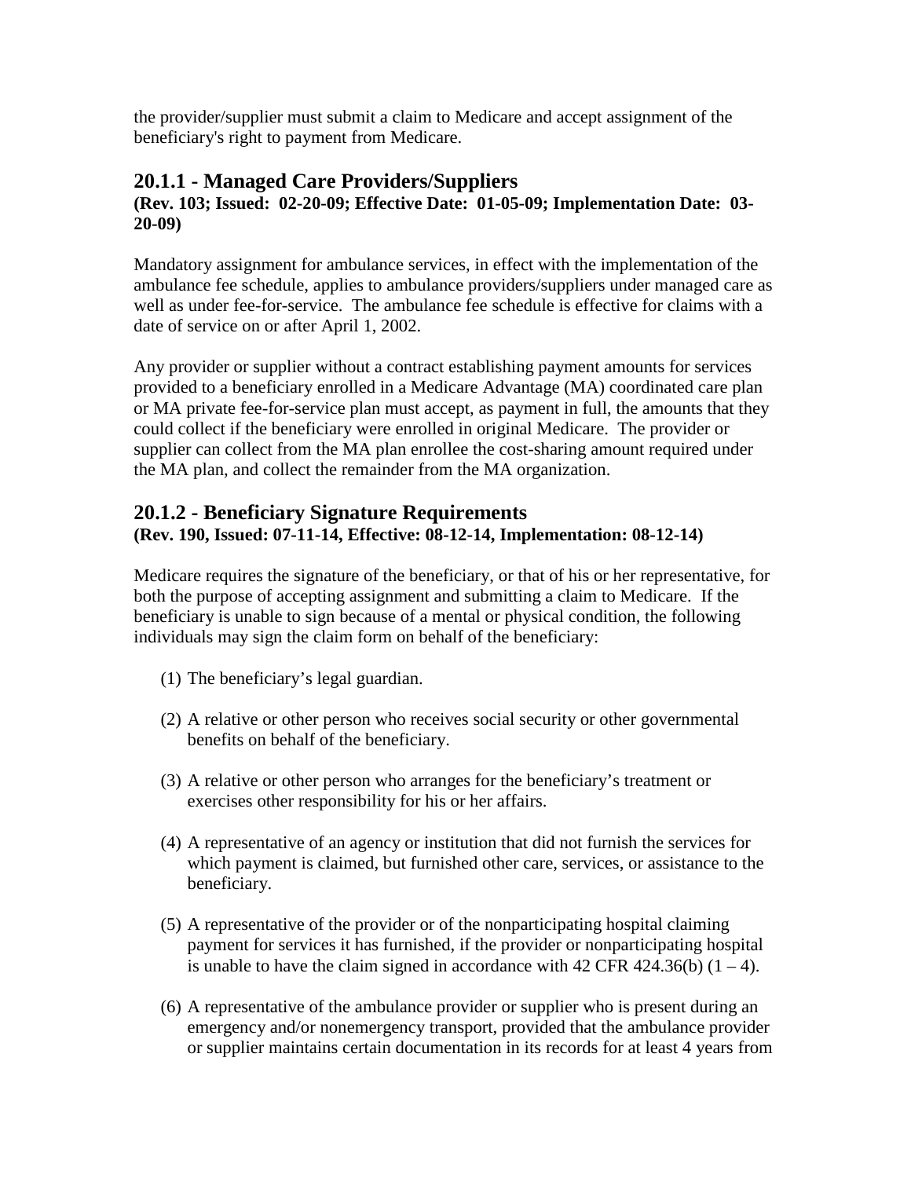the provider/supplier must submit a claim to Medicare and accept assignment of the beneficiary's right to payment from Medicare.

## 20.1.1 - Managed Care Providers/Suppliers

**(Rev. 103; Issued: 02-20-09; Effective Date: 01-05-09; Implementation Date: 03-20-09)**

Mandatory assignment for ambulance services, in effect with the implementation of the ambulance fee schedule, applies to ambulance providers/suppliers under managed care as well as under fee-for-service. The ambulance fee schedule is effective for claims with a date of service on or after April 1, 2002.

Any provider or supplier without a contract establishing payment amounts for services provided to a beneficiary enrolled in a Medicare Advantage (MA) coordinated care plan or MA private fee-for-service plan must accept, as payment in full, the amounts that they could collect if the beneficiary were enrolled in original Medicare. The provider or supplier can collect from the MA plan enrollee the cost-sharing amount required under the MA plan, and collect the remainder from the MA organization.

## 20.1.2 - Beneficiary Signature Requirements

**(Rev. 190, Issued: 07-11-14, Effective: 08-12-14, Implementation: 08-12-14)**

Medicare requires the signature of the beneficiary, or that of his or her representative, for both the purpose of accepting assignment and submitting a claim to Medicare. If the beneficiary is unable to sign because of a mental or physical condition, the following individuals may sign the claim form on behalf of the beneficiary:

(1) The beneficiary’s legal guardian.

(2) A relative or other person who receives social security or other governmental benefits on behalf of the beneficiary.

(3) A relative or other person who arranges for the beneficiary’s treatment or exercises other responsibility for his or her affairs.

(4) A representative of an agency or institution that did not furnish the services for which payment is claimed, but furnished other care, services, or assistance to the beneficiary.

(5) A representative of the provider or of the nonparticipating hospital claiming payment for services it has furnished, if the provider or nonparticipating hospital is unable to have the claim signed in accordance with 42 CFR 424.36(b) (1 – 4).

(6) A representative of the ambulance provider or supplier who is present during an emergency and/or nonemergency transport, provided that the ambulance provider or supplier maintains certain documentation in its records for at least 4 years from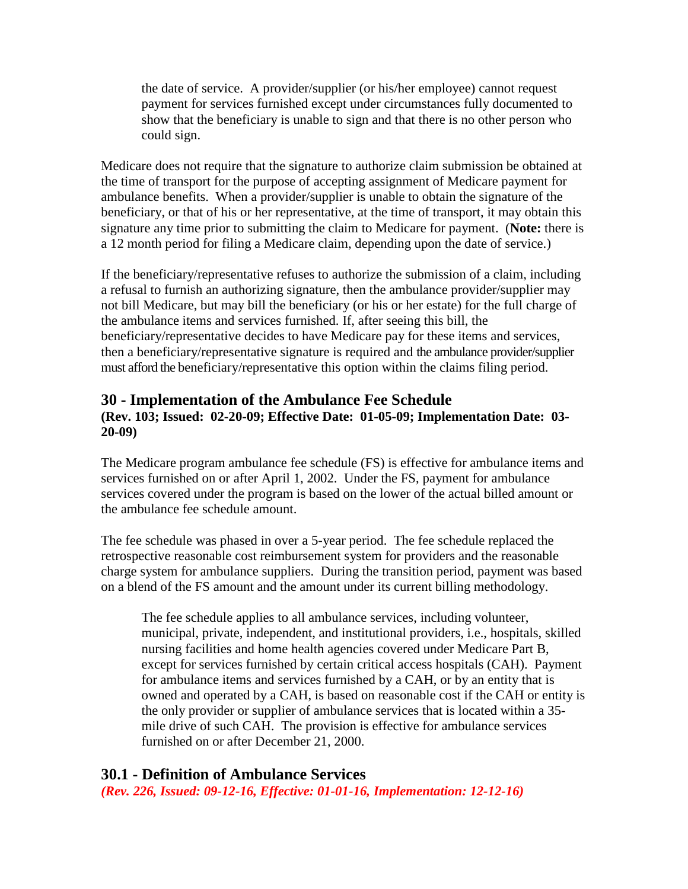> the date of service. A provider/supplier (or his/her employee) cannot request payment for services furnished except under circumstances fully documented to show that the beneficiary is unable to sign and that there is no other person who could sign.

Medicare does not require that the signature to authorize claim submission be obtained at the time of transport for the purpose of accepting assignment of Medicare payment for ambulance benefits. When a provider/supplier is unable to obtain the signature of the beneficiary, or that of his or her representative, at the time of transport, it may obtain this signature any time prior to submitting the claim to Medicare for payment. (**Note:** there is a 12 month period for filing a Medicare claim, depending upon the date of service.)

If the beneficiary/representative refuses to authorize the submission of a claim, including a refusal to furnish an authorizing signature, then the ambulance provider/supplier may not bill Medicare, but may bill the beneficiary (or his or her estate) for the full charge of the ambulance items and services furnished. If, after seeing this bill, the beneficiary/representative decides to have Medicare pay for these items and services, then a beneficiary/representative signature is required and the ambulance provider/supplier must afford the beneficiary/representative this option within the claims filing period.

## 30 - Implementation of the Ambulance Fee Schedule

**(Rev. 103; Issued: 02-20-09; Effective Date: 01-05-09; Implementation Date: 03-20-09)**

The Medicare program ambulance fee schedule (FS) is effective for ambulance items and services furnished on or after April 1, 2002. Under the FS, payment for ambulance services covered under the program is based on the lower of the actual billed amount or the ambulance fee schedule amount.

The fee schedule was phased in over a 5-year period. The fee schedule replaced the retrospective reasonable cost reimbursement system for providers and the reasonable charge system for ambulance suppliers. During the transition period, payment was based on a blend of the FS amount and the amount under its current billing methodology.

> The fee schedule applies to all ambulance services, including volunteer, municipal, private, independent, and institutional providers, i.e., hospitals, skilled nursing facilities and home health agencies covered under Medicare Part B, except for services furnished by certain critical access hospitals (CAH). Payment for ambulance items and services furnished by a CAH, or by an entity that is owned and operated by a CAH, is based on reasonable cost if the CAH or entity is the only provider or supplier of ambulance services that is located within a 35-mile drive of such CAH. The provision is effective for ambulance services furnished on or after December 21, 2000.

## 30.1 - Definition of Ambulance Services

***(Rev. 226, Issued: 09-12-16, Effective: 01-01-16, Implementation: 12-12-16)***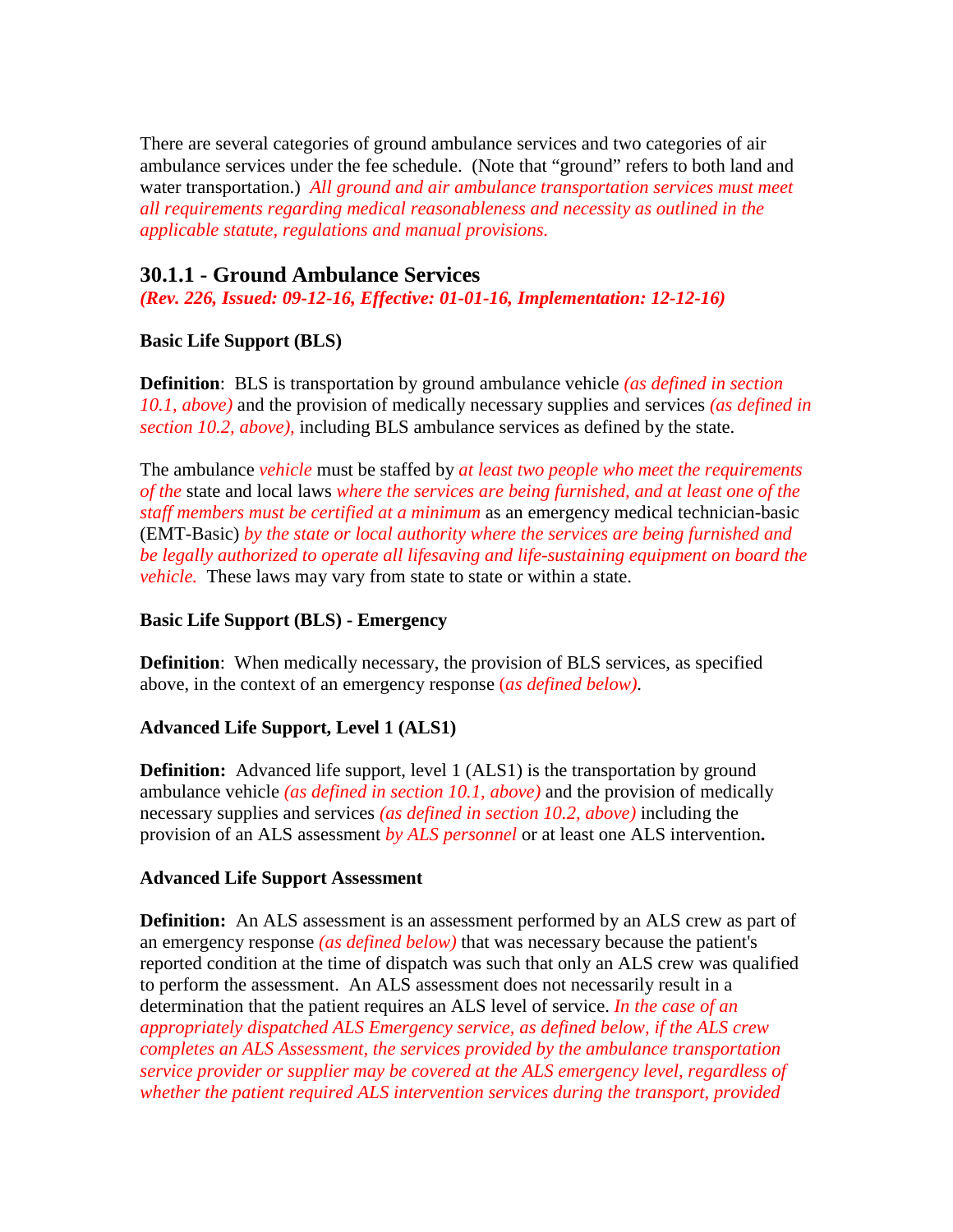There are several categories of ground ambulance services and two categories of air ambulance services under the fee schedule. (Note that "ground" refers to both land and water transportation.) *All ground and air ambulance transportation services must meet all requirements regarding medical reasonableness and necessity as outlined in the applicable statute, regulations and manual provisions.*

## 30.1.1 - Ground Ambulance Services

***(Rev. 226, Issued: 09-12-16, Effective: 01-01-16, Implementation: 12-12-16)***

**Basic Life Support (BLS)**

**Definition**: BLS is transportation by ground ambulance vehicle *(as defined in section 10.1, above)* and the provision of medically necessary supplies and services *(as defined in section 10.2, above),* including BLS ambulance services as defined by the state.

The ambulance *vehicle* must be staffed by *at least two people who meet the requirements of the* state and local laws *where the services are being furnished, and at least one of the staff members must be certified at a minimum* as an emergency medical technician-basic (EMT-Basic) *by the state or local authority where the services are being furnished and be legally authorized to operate all lifesaving and life-sustaining equipment on board the vehicle.* These laws may vary from state to state or within a state.

**Basic Life Support (BLS) - Emergency**

**Definition**: When medically necessary, the provision of BLS services, as specified above, in the context of an emergency response *(as defined below).*

**Advanced Life Support, Level 1 (ALS1)**

**Definition:** Advanced life support, level 1 (ALS1) is the transportation by ground ambulance vehicle *(as defined in section 10.1, above)* and the provision of medically necessary supplies and services *(as defined in section 10.2, above)* including the provision of an ALS assessment *by ALS personnel* or at least one ALS intervention.

**Advanced Life Support Assessment**

**Definition:** An ALS assessment is an assessment performed by an ALS crew as part of an emergency response *(as defined below)* that was necessary because the patient's reported condition at the time of dispatch was such that only an ALS crew was qualified to perform the assessment. An ALS assessment does not necessarily result in a determination that the patient requires an ALS level of service. *In the case of an appropriately dispatched ALS Emergency service, as defined below, if the ALS crew completes an ALS Assessment, the services provided by the ambulance transportation service provider or supplier may be covered at the ALS emergency level, regardless of whether the patient required ALS intervention services during the transport, provided*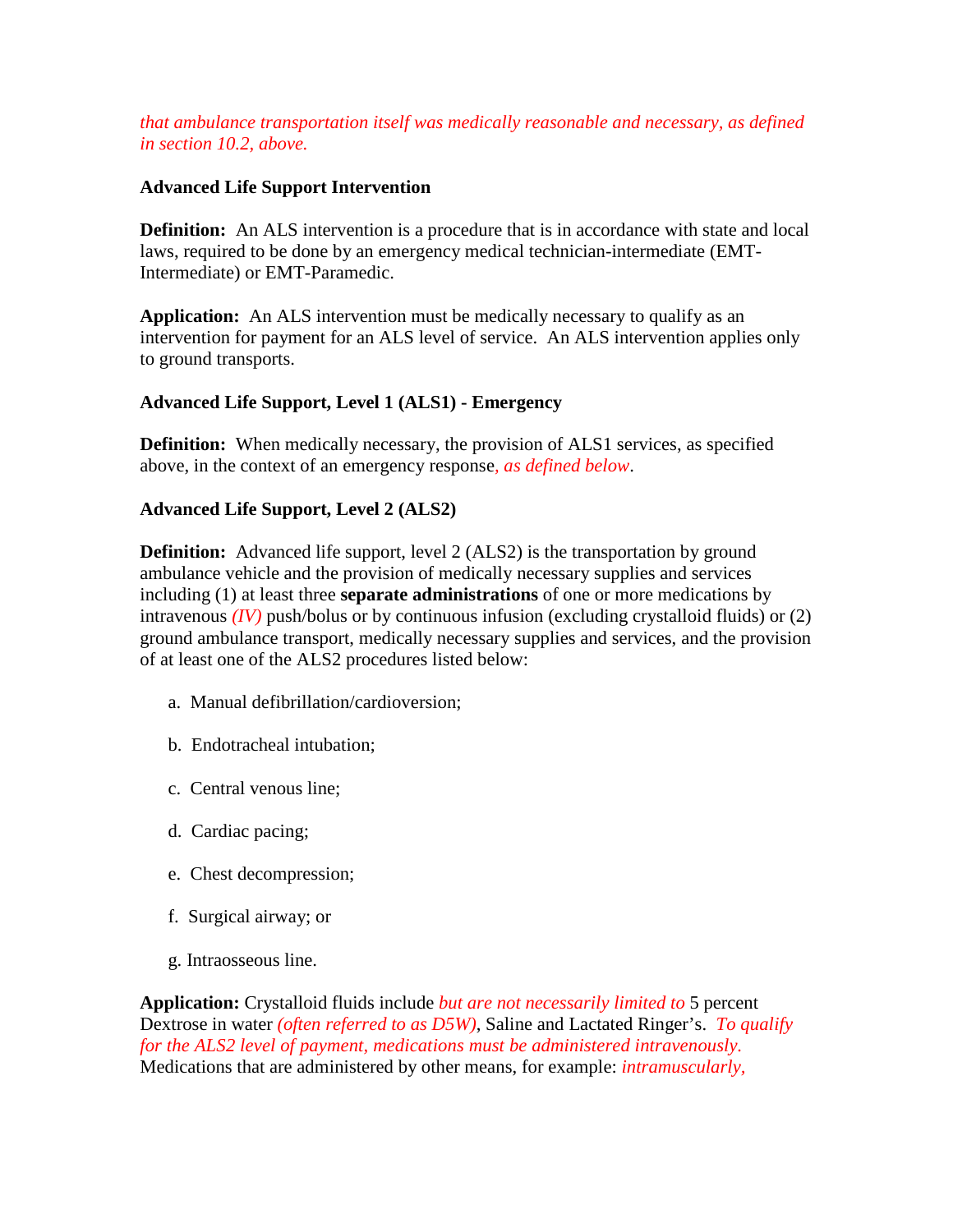*that ambulance transportation itself was medically reasonable and necessary, as defined in section 10.2, above.*

**Advanced Life Support Intervention**

**Definition:** An ALS intervention is a procedure that is in accordance with state and local laws, required to be done by an emergency medical technician-intermediate (EMT-Intermediate) or EMT-Paramedic.

**Application:** An ALS intervention must be medically necessary to qualify as an intervention for payment for an ALS level of service. An ALS intervention applies only to ground transports.

**Advanced Life Support, Level 1 (ALS1) - Emergency**

**Definition:** When medically necessary, the provision of ALS1 services, as specified above, in the context of an emergency response*, as defined below*.

**Advanced Life Support, Level 2 (ALS2)**

**Definition:** Advanced life support, level 2 (ALS2) is the transportation by ground ambulance vehicle and the provision of medically necessary supplies and services including (1) at least three **separate administrations** of one or more medications by intravenous *(IV)* push/bolus or by continuous infusion (excluding crystalloid fluids) or (2) ground ambulance transport, medically necessary supplies and services, and the provision of at least one of the ALS2 procedures listed below:

a. Manual defibrillation/cardioversion;

b. Endotracheal intubation;

c. Central venous line;

d. Cardiac pacing;

e. Chest decompression;

f. Surgical airway; or

g. Intraosseous line.

**Application:** Crystalloid fluids include *but are not necessarily limited to* 5 percent Dextrose in water *(often referred to as D5W)*, Saline and Lactated Ringer's. *To qualify for the ALS2 level of payment, medications must be administered intravenously.* Medications that are administered by other means, for example: *intramuscularly,*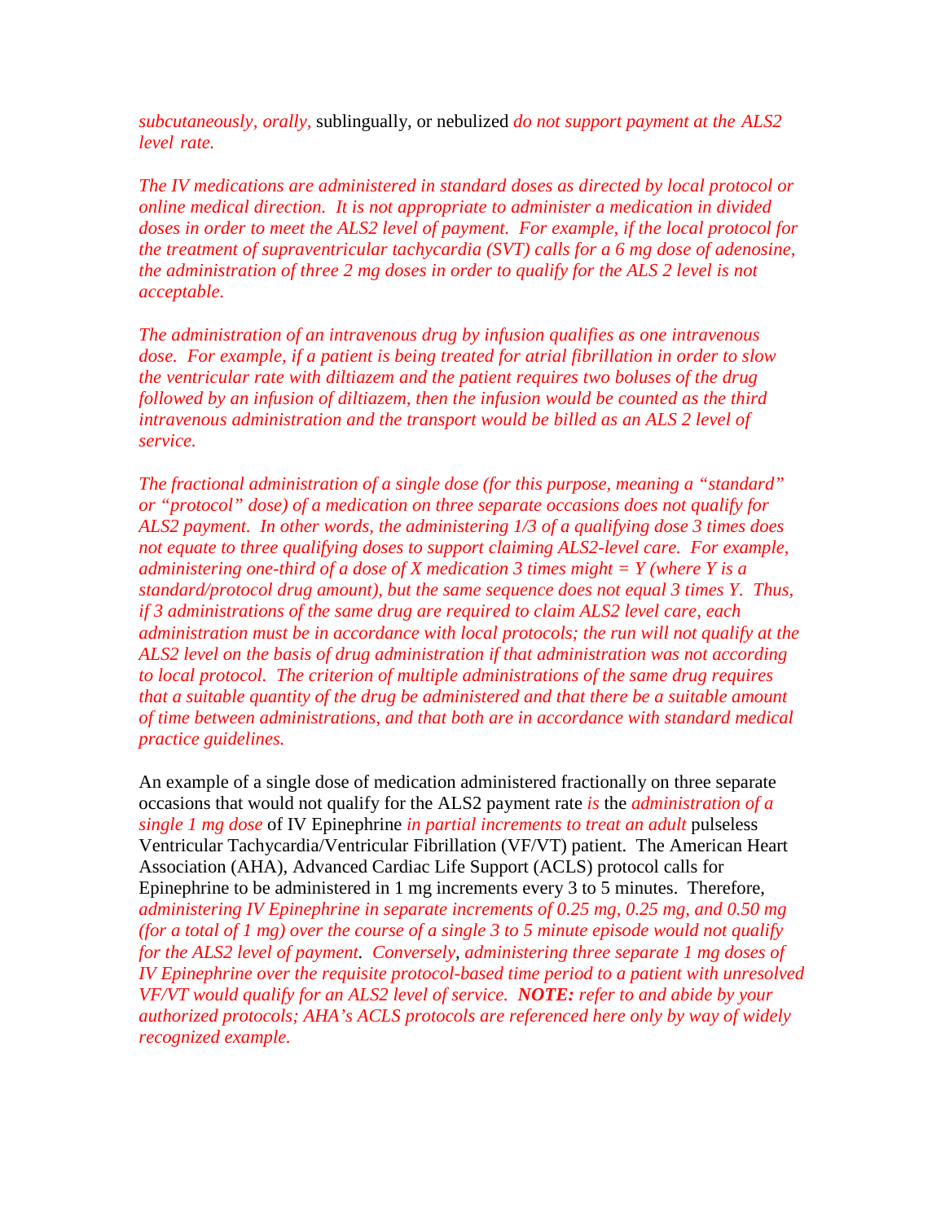*subcutaneously, orally,* sublingually, or nebulized *do not support payment at the ALS2 level rate.*

*The IV medications are administered in standard doses as directed by local protocol or online medical direction. It is not appropriate to administer a medication in divided doses in order to meet the ALS2 level of payment. For example, if the local protocol for the treatment of supraventricular tachycardia (SVT) calls for a 6 mg dose of adenosine, the administration of three 2 mg doses in order to qualify for the ALS 2 level is not acceptable.*

*The administration of an intravenous drug by infusion qualifies as one intravenous dose. For example, if a patient is being treated for atrial fibrillation in order to slow the ventricular rate with diltiazem and the patient requires two boluses of the drug followed by an infusion of diltiazem, then the infusion would be counted as the third intravenous administration and the transport would be billed as an ALS 2 level of service.*

*The fractional administration of a single dose (for this purpose, meaning a "standard" or "protocol" dose) of a medication on three separate occasions does not qualify for ALS2 payment. In other words, the administering 1/3 of a qualifying dose 3 times does not equate to three qualifying doses to support claiming ALS2-level care. For example, administering one-third of a dose of X medication 3 times might = Y (where Y is a standard/protocol drug amount), but the same sequence does not equal 3 times Y. Thus, if 3 administrations of the same drug are required to claim ALS2 level care, each administration must be in accordance with local protocols; the run will not qualify at the ALS2 level on the basis of drug administration if that administration was not according to local protocol. The criterion of multiple administrations of the same drug requires that a suitable quantity of the drug be administered and that there be a suitable amount of time between administrations, and that both are in accordance with standard medical practice guidelines.*

An example of a single dose of medication administered fractionally on three separate occasions that would not qualify for the ALS2 payment rate *is* the *administration of a single 1 mg dose* of IV Epinephrine *in partial increments to treat an adult* pulseless Ventricular Tachycardia/Ventricular Fibrillation (VF/VT) patient. The American Heart Association (AHA), Advanced Cardiac Life Support (ACLS) protocol calls for Epinephrine to be administered in 1 mg increments every 3 to 5 minutes. Therefore, *administering IV Epinephrine in separate increments of 0.25 mg, 0.25 mg, and 0.50 mg (for a total of 1 mg) over the course of a single 3 to 5 minute episode would not qualify for the ALS2 level of payment. Conversely, administering three separate 1 mg doses of IV Epinephrine over the requisite protocol-based time period to a patient with unresolved VF/VT would qualify for an ALS2 level of service.* ***NOTE:*** *refer to and abide by your authorized protocols; AHA's ACLS protocols are referenced here only by way of widely recognized example.*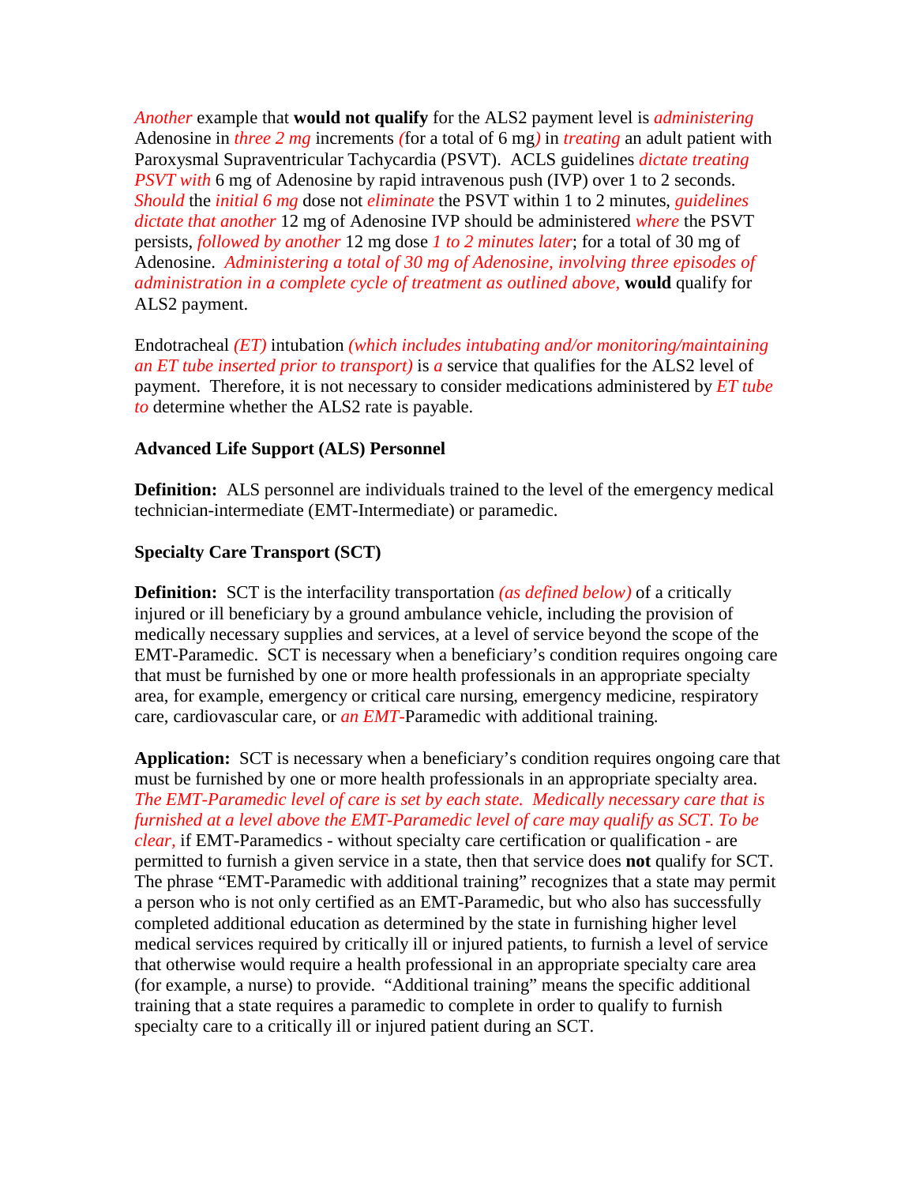*Another* example that **would not qualify** for the ALS2 payment level is *administering* Adenosine in *three 2 mg* increments *(*for a total of 6 mg*)* in *treating* an adult patient with Paroxysmal Supraventricular Tachycardia (PSVT). ACLS guidelines *dictate treating PSVT with* 6 mg of Adenosine by rapid intravenous push (IVP) over 1 to 2 seconds. *Should* the *initial 6 mg* dose not *eliminate* the PSVT within 1 to 2 minutes, *guidelines dictate that another* 12 mg of Adenosine IVP should be administered *where* the PSVT persists, *followed by another* 12 mg dose *1 to 2 minutes later*; for a total of 30 mg of Adenosine. *Administering a total of 30 mg of Adenosine, involving three episodes of administration in a complete cycle of treatment as outlined above,* **would** qualify for ALS2 payment.

Endotracheal *(ET)* intubation *(which includes intubating and/or monitoring/maintaining an ET tube inserted prior to transport)* is *a* service that qualifies for the ALS2 level of payment. Therefore, it is not necessary to consider medications administered by *ET tube to* determine whether the ALS2 rate is payable.

**Advanced Life Support (ALS) Personnel**

**Definition:** ALS personnel are individuals trained to the level of the emergency medical technician-intermediate (EMT-Intermediate) or paramedic.

**Specialty Care Transport (SCT)**

**Definition:** SCT is the interfacility transportation *(as defined below)* of a critically injured or ill beneficiary by a ground ambulance vehicle, including the provision of medically necessary supplies and services, at a level of service beyond the scope of the EMT-Paramedic. SCT is necessary when a beneficiary's condition requires ongoing care that must be furnished by one or more health professionals in an appropriate specialty area, for example, emergency or critical care nursing, emergency medicine, respiratory care, cardiovascular care, or *an EMT-*Paramedic with additional training.

**Application:** SCT is necessary when a beneficiary's condition requires ongoing care that must be furnished by one or more health professionals in an appropriate specialty area. *The EMT-Paramedic level of care is set by each state. Medically necessary care that is furnished at a level above the EMT-Paramedic level of care may qualify as SCT. To be clear,* if EMT-Paramedics - without specialty care certification or qualification - are permitted to furnish a given service in a state, then that service does **not** qualify for SCT. The phrase "EMT-Paramedic with additional training" recognizes that a state may permit a person who is not only certified as an EMT-Paramedic, but who also has successfully completed additional education as determined by the state in furnishing higher level medical services required by critically ill or injured patients, to furnish a level of service that otherwise would require a health professional in an appropriate specialty care area (for example, a nurse) to provide. "Additional training" means the specific additional training that a state requires a paramedic to complete in order to qualify to furnish specialty care to a critically ill or injured patient during an SCT.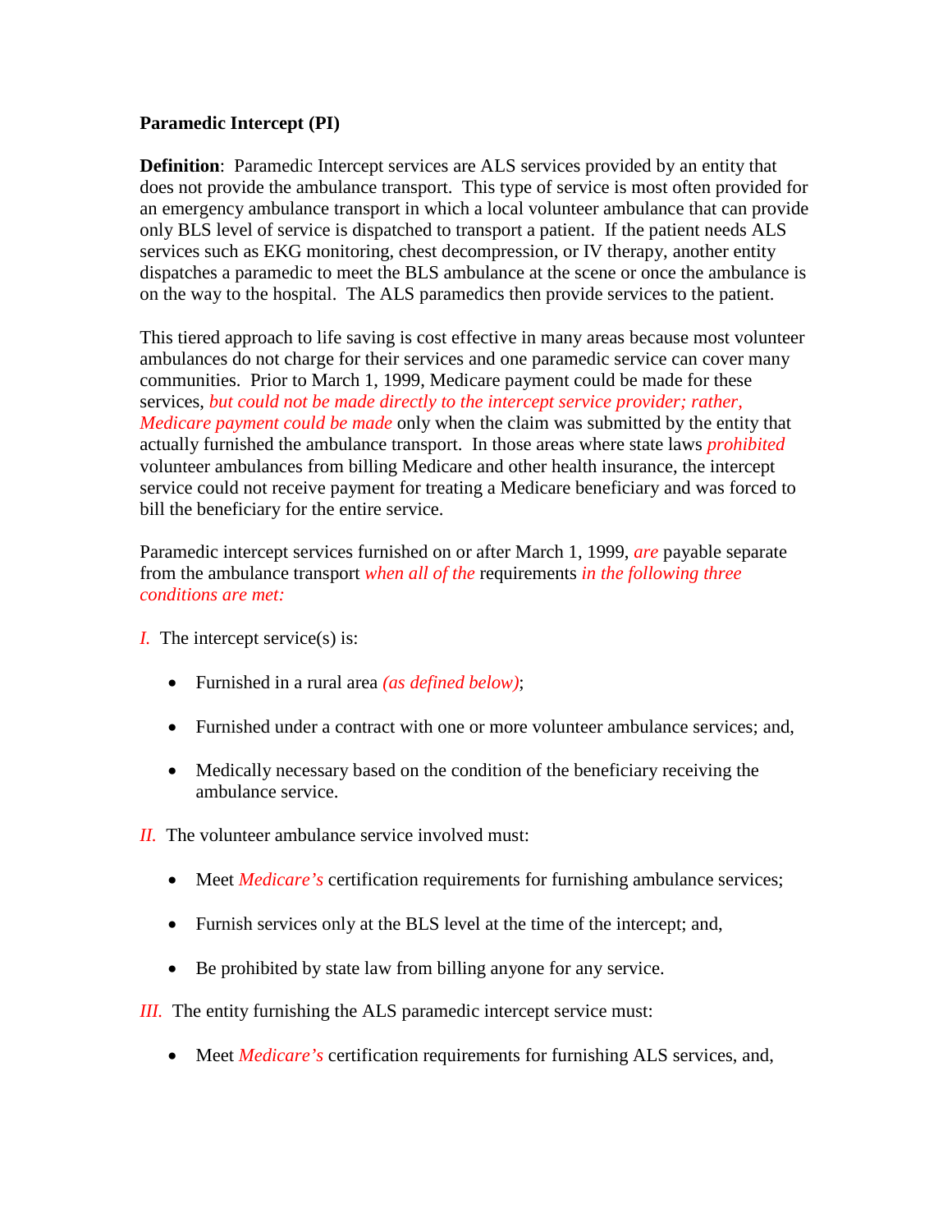**Paramedic Intercept (PI)**

**Definition**: Paramedic Intercept services are ALS services provided by an entity that does not provide the ambulance transport. This type of service is most often provided for an emergency ambulance transport in which a local volunteer ambulance that can provide only BLS level of service is dispatched to transport a patient. If the patient needs ALS services such as EKG monitoring, chest decompression, or IV therapy, another entity dispatches a paramedic to meet the BLS ambulance at the scene or once the ambulance is on the way to the hospital. The ALS paramedics then provide services to the patient.

This tiered approach to life saving is cost effective in many areas because most volunteer ambulances do not charge for their services and one paramedic service can cover many communities. Prior to March 1, 1999, Medicare payment could be made for these services, *but could not be made directly to the intercept service provider; rather, Medicare payment could be made* only when the claim was submitted by the entity that actually furnished the ambulance transport. In those areas where state laws *prohibited* volunteer ambulances from billing Medicare and other health insurance, the intercept service could not receive payment for treating a Medicare beneficiary and was forced to bill the beneficiary for the entire service.

Paramedic intercept services furnished on or after March 1, 1999, *are* payable separate from the ambulance transport *when all of the* requirements *in the following three conditions are met:*

*I.* The intercept service(s) is:

- Furnished in a rural area *(as defined below)*;
- Furnished under a contract with one or more volunteer ambulance services; and,
- Medically necessary based on the condition of the beneficiary receiving the ambulance service.

*II.* The volunteer ambulance service involved must:

- Meet *Medicare's* certification requirements for furnishing ambulance services;
- Furnish services only at the BLS level at the time of the intercept; and,
- Be prohibited by state law from billing anyone for any service.

*III.* The entity furnishing the ALS paramedic intercept service must:

- Meet *Medicare's* certification requirements for furnishing ALS services, and,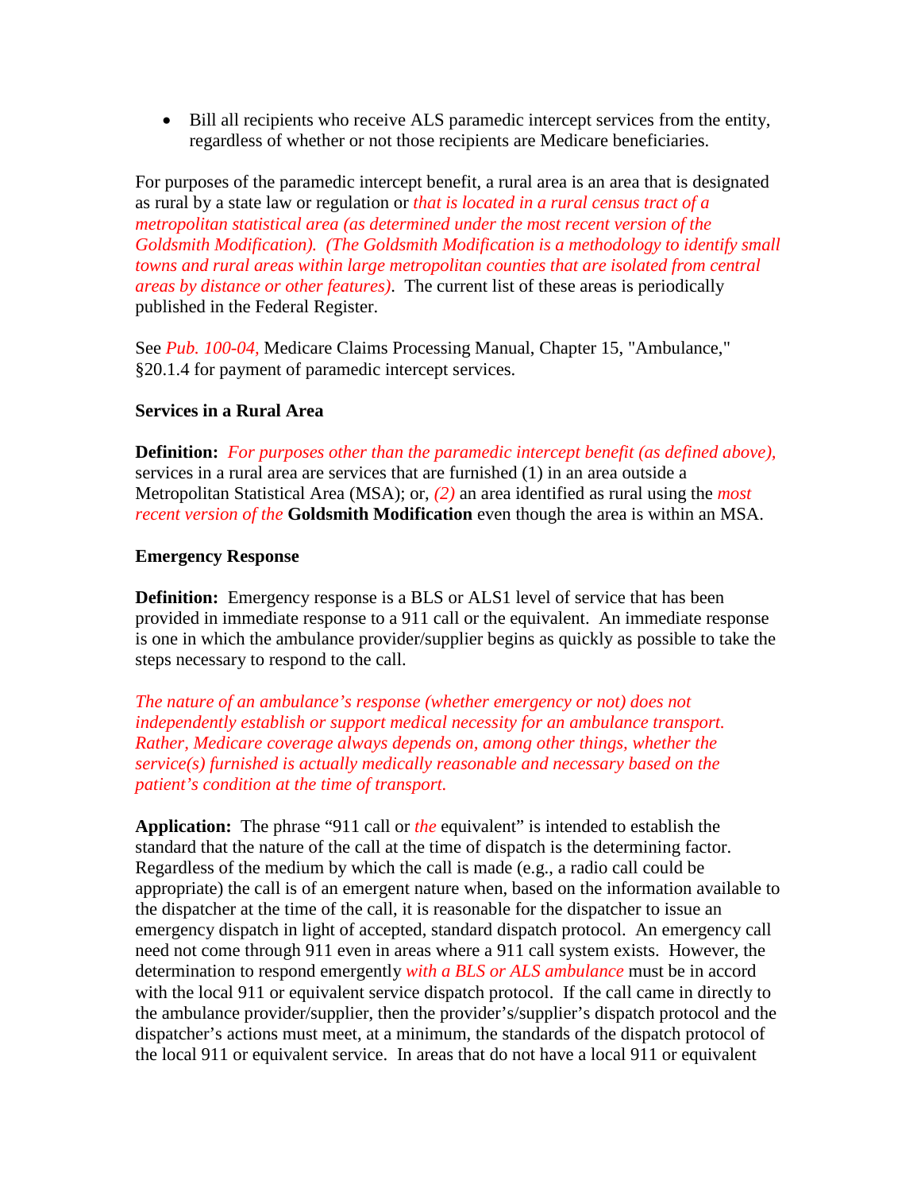- Bill all recipients who receive ALS paramedic intercept services from the entity, regardless of whether or not those recipients are Medicare beneficiaries.

For purposes of the paramedic intercept benefit, a rural area is an area that is designated as rural by a state law or regulation or *that is located in a rural census tract of a metropolitan statistical area (as determined under the most recent version of the Goldsmith Modification). (The Goldsmith Modification is a methodology to identify small towns and rural areas within large metropolitan counties that are isolated from central areas by distance or other features)*. The current list of these areas is periodically published in the Federal Register.

See *Pub. 100-04,* Medicare Claims Processing Manual, Chapter 15, "Ambulance," §20.1.4 for payment of paramedic intercept services.

**Services in a Rural Area**

**Definition:** *For purposes other than the paramedic intercept benefit (as defined above),* services in a rural area are services that are furnished (1) in an area outside a Metropolitan Statistical Area (MSA); or, *(2)* an area identified as rural using the *most recent version of the* **Goldsmith Modification** even though the area is within an MSA.

**Emergency Response**

**Definition:** Emergency response is a BLS or ALS1 level of service that has been provided in immediate response to a 911 call or the equivalent. An immediate response is one in which the ambulance provider/supplier begins as quickly as possible to take the steps necessary to respond to the call.

*The nature of an ambulance's response (whether emergency or not) does not independently establish or support medical necessity for an ambulance transport. Rather, Medicare coverage always depends on, among other things, whether the service(s) furnished is actually medically reasonable and necessary based on the patient's condition at the time of transport.*

**Application:** The phrase "911 call or *the* equivalent" is intended to establish the standard that the nature of the call at the time of dispatch is the determining factor. Regardless of the medium by which the call is made (e.g., a radio call could be appropriate) the call is of an emergent nature when, based on the information available to the dispatcher at the time of the call, it is reasonable for the dispatcher to issue an emergency dispatch in light of accepted, standard dispatch protocol. An emergency call need not come through 911 even in areas where a 911 call system exists. However, the determination to respond emergently *with a BLS or ALS ambulance* must be in accord with the local 911 or equivalent service dispatch protocol. If the call came in directly to the ambulance provider/supplier, then the provider's/supplier's dispatch protocol and the dispatcher's actions must meet, at a minimum, the standards of the dispatch protocol of the local 911 or equivalent service. In areas that do not have a local 911 or equivalent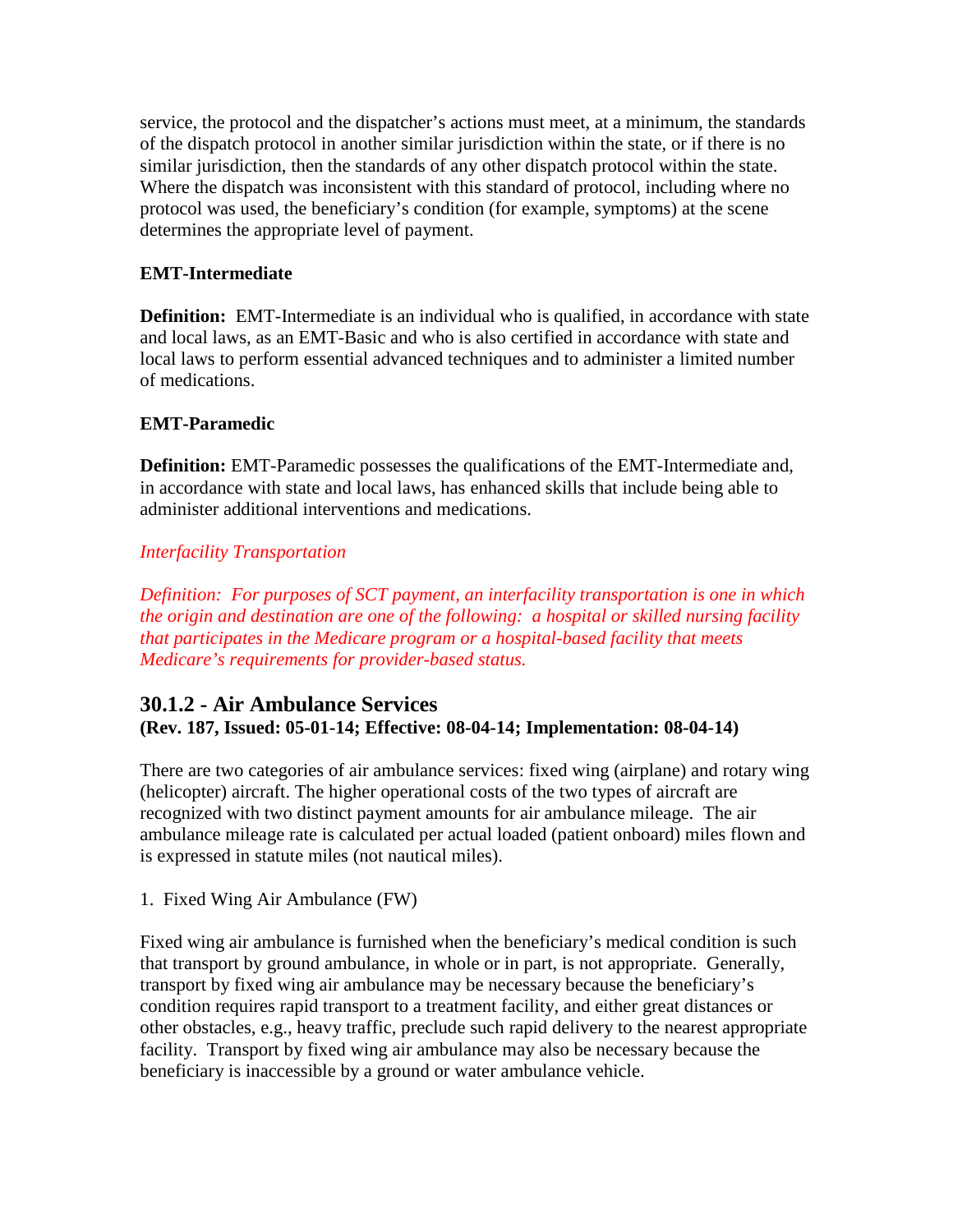service, the protocol and the dispatcher's actions must meet, at a minimum, the standards of the dispatch protocol in another similar jurisdiction within the state, or if there is no similar jurisdiction, then the standards of any other dispatch protocol within the state. Where the dispatch was inconsistent with this standard of protocol, including where no protocol was used, the beneficiary's condition (for example, symptoms) at the scene determines the appropriate level of payment.

**EMT-Intermediate**

**Definition:** EMT-Intermediate is an individual who is qualified, in accordance with state and local laws, as an EMT-Basic and who is also certified in accordance with state and local laws to perform essential advanced techniques and to administer a limited number of medications.

**EMT-Paramedic**

**Definition:** EMT-Paramedic possesses the qualifications of the EMT-Intermediate and, in accordance with state and local laws, has enhanced skills that include being able to administer additional interventions and medications.

*Interfacility Transportation*

*Definition: For purposes of SCT payment, an interfacility transportation is one in which the origin and destination are one of the following: a hospital or skilled nursing facility that participates in the Medicare program or a hospital-based facility that meets Medicare's requirements for provider-based status.*

## 30.1.2 - Air Ambulance Services

**(Rev. 187, Issued: 05-01-14; Effective: 08-04-14; Implementation: 08-04-14)**

There are two categories of air ambulance services: fixed wing (airplane) and rotary wing (helicopter) aircraft. The higher operational costs of the two types of aircraft are recognized with two distinct payment amounts for air ambulance mileage. The air ambulance mileage rate is calculated per actual loaded (patient onboard) miles flown and is expressed in statute miles (not nautical miles).

1. Fixed Wing Air Ambulance (FW)

Fixed wing air ambulance is furnished when the beneficiary's medical condition is such that transport by ground ambulance, in whole or in part, is not appropriate. Generally, transport by fixed wing air ambulance may be necessary because the beneficiary's condition requires rapid transport to a treatment facility, and either great distances or other obstacles, e.g., heavy traffic, preclude such rapid delivery to the nearest appropriate facility. Transport by fixed wing air ambulance may also be necessary because the beneficiary is inaccessible by a ground or water ambulance vehicle.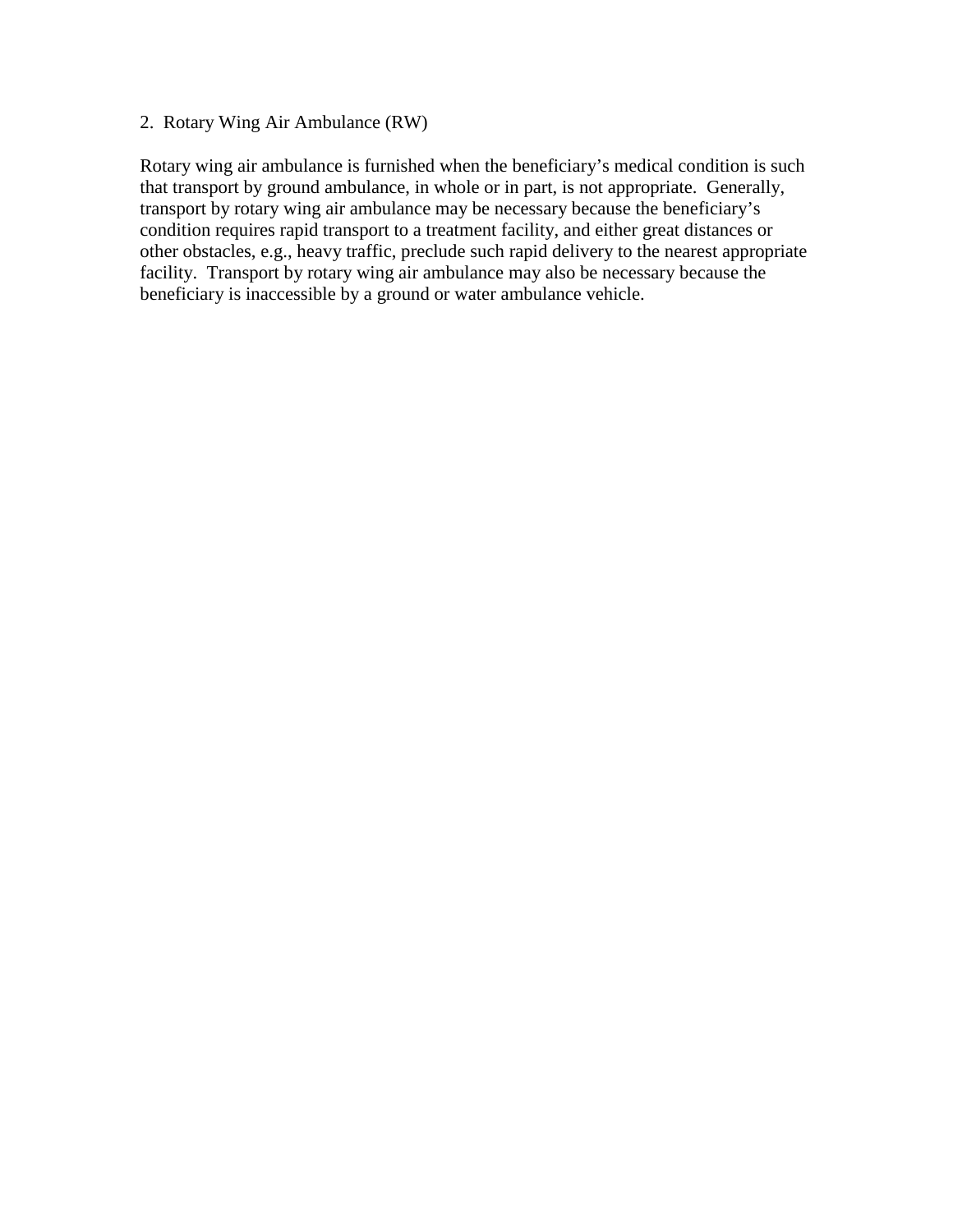2. Rotary Wing Air Ambulance (RW)

Rotary wing air ambulance is furnished when the beneficiary's medical condition is such that transport by ground ambulance, in whole or in part, is not appropriate. Generally, transport by rotary wing air ambulance may be necessary because the beneficiary's condition requires rapid transport to a treatment facility, and either great distances or other obstacles, e.g., heavy traffic, preclude such rapid delivery to the nearest appropriate facility. Transport by rotary wing air ambulance may also be necessary because the beneficiary is inaccessible by a ground or water ambulance vehicle.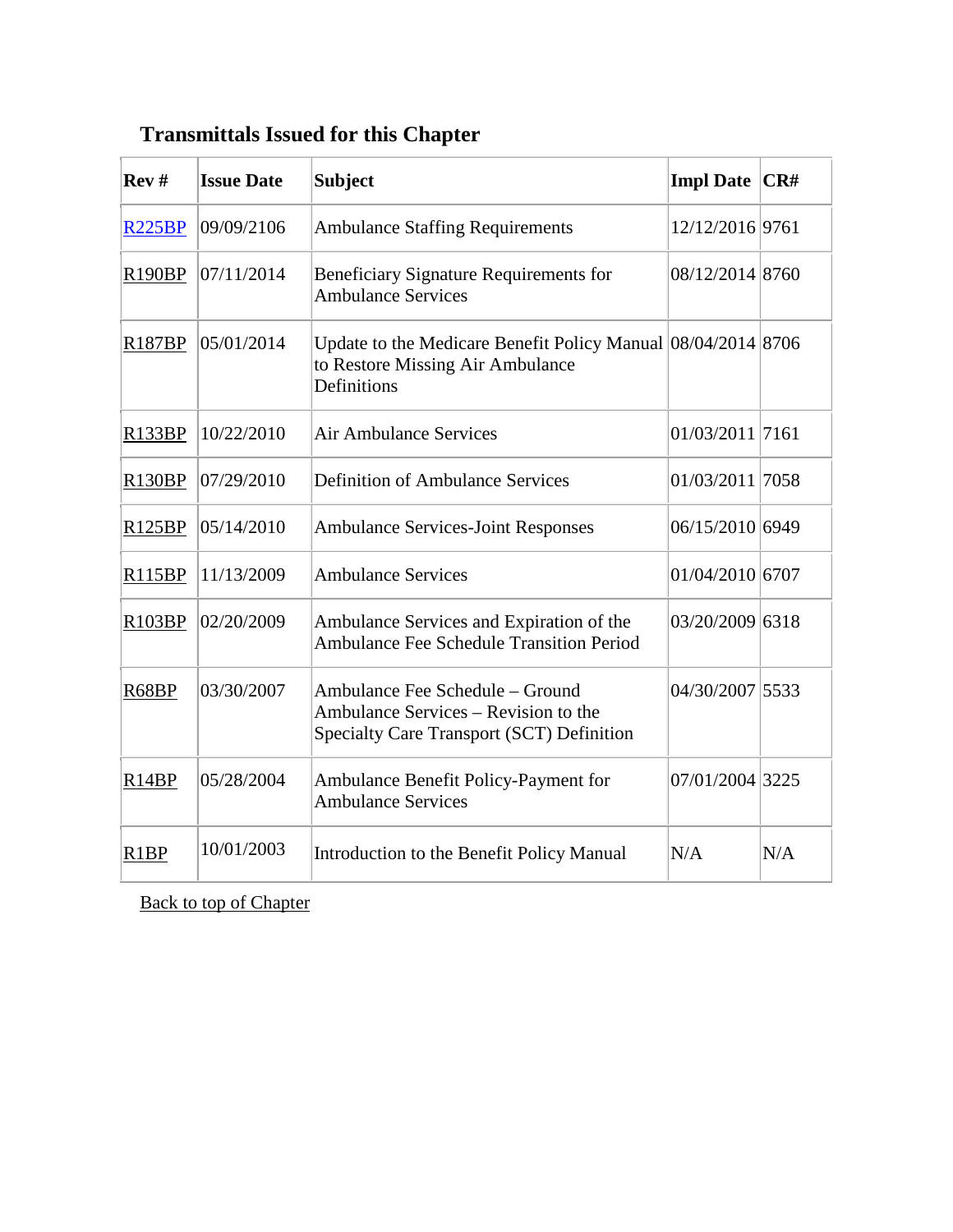## Transmittals Issued for this Chapter

| Rev # | Issue Date | Subject | Impl Date | CR# |
|---|---|---|---|---|
| R225BP | 09/09/2106 | Ambulance Staffing Requirements | 12/12/2016 | 9761 |
| R190BP | 07/11/2014 | Beneficiary Signature Requirements for Ambulance Services | 08/12/2014 | 8760 |
| R187BP | 05/01/2014 | Update to the Medicare Benefit Policy Manual to Restore Missing Air Ambulance Definitions | 08/04/2014 | 8706 |
| R133BP | 10/22/2010 | Air Ambulance Services | 01/03/2011 | 7161 |
| R130BP | 07/29/2010 | Definition of Ambulance Services | 01/03/2011 | 7058 |
| R125BP | 05/14/2010 | Ambulance Services-Joint Responses | 06/15/2010 | 6949 |
| R115BP | 11/13/2009 | Ambulance Services | 01/04/2010 | 6707 |
| R103BP | 02/20/2009 | Ambulance Services and Expiration of the Ambulance Fee Schedule Transition Period | 03/20/2009 | 6318 |
| R68BP | 03/30/2007 | Ambulance Fee Schedule – Ground Ambulance Services – Revision to the Specialty Care Transport (SCT) Definition | 04/30/2007 | 5533 |
| R14BP | 05/28/2004 | Ambulance Benefit Policy-Payment for Ambulance Services | 07/01/2004 | 3225 |
| R1BP | 10/01/2003 | Introduction to the Benefit Policy Manual | N/A | N/A |

Back to top of Chapter